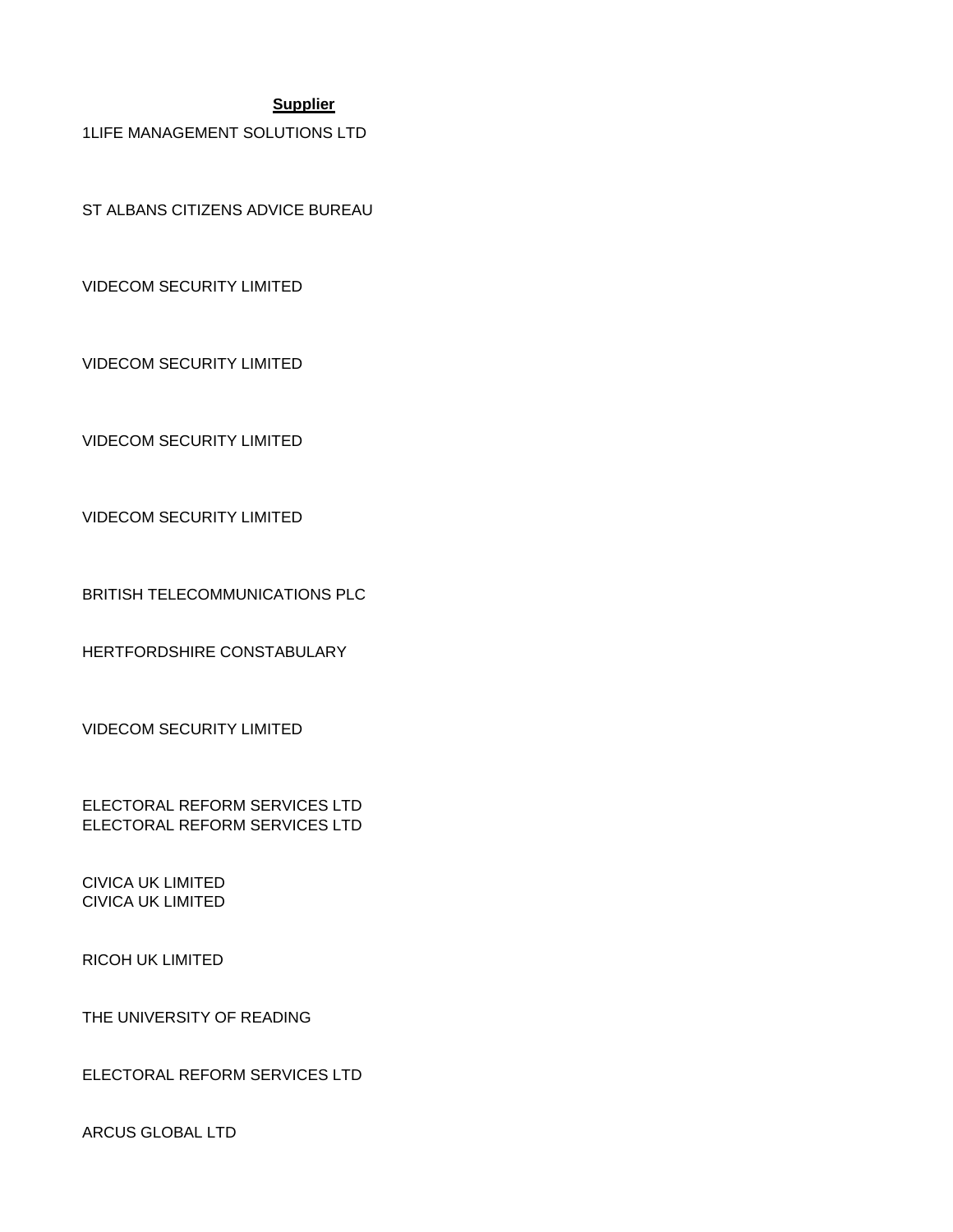**Supplier**

1LIFE MANAGEMENT SOLUTIONS LTD

ST ALBANS CITIZENS ADVICE BUREAU

VIDECOM SECURITY LIMITED

VIDECOM SECURITY LIMITED

VIDECOM SECURITY LIMITED

VIDECOM SECURITY LIMITED

BRITISH TELECOMMUNICATIONS PLC

HERTFORDSHIRE CONSTABULARY

VIDECOM SECURITY LIMITED

ELECTORAL REFORM SERVICES LTD
ELECTORAL REFORM SERVICES LTD

CIVICA UK LIMITED
CIVICA UK LIMITED

RICOH UK LIMITED

THE UNIVERSITY OF READING

ELECTORAL REFORM SERVICES LTD

ARCUS GLOBAL LTD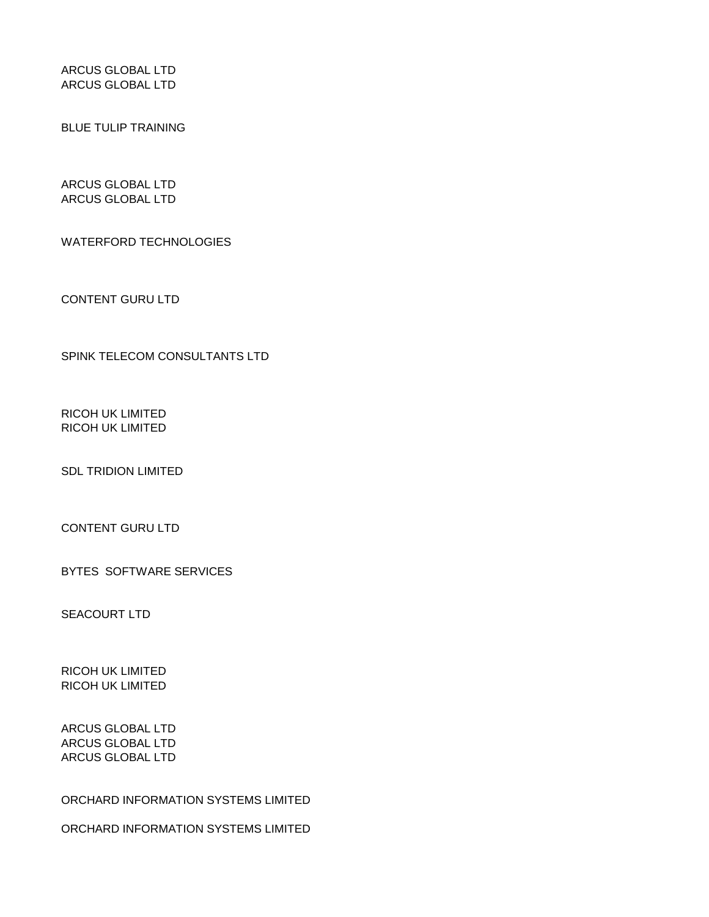ARCUS GLOBAL LTD
ARCUS GLOBAL LTD

BLUE TULIP TRAINING

ARCUS GLOBAL LTD
ARCUS GLOBAL LTD

WATERFORD TECHNOLOGIES

CONTENT GURU LTD

SPINK TELECOM CONSULTANTS LTD

RICOH UK LIMITED
RICOH UK LIMITED

SDL TRIDION LIMITED

CONTENT GURU LTD

BYTES  SOFTWARE SERVICES

SEACOURT LTD

RICOH UK LIMITED
RICOH UK LIMITED

ARCUS GLOBAL LTD
ARCUS GLOBAL LTD
ARCUS GLOBAL LTD

ORCHARD INFORMATION SYSTEMS LIMITED

ORCHARD INFORMATION SYSTEMS LIMITED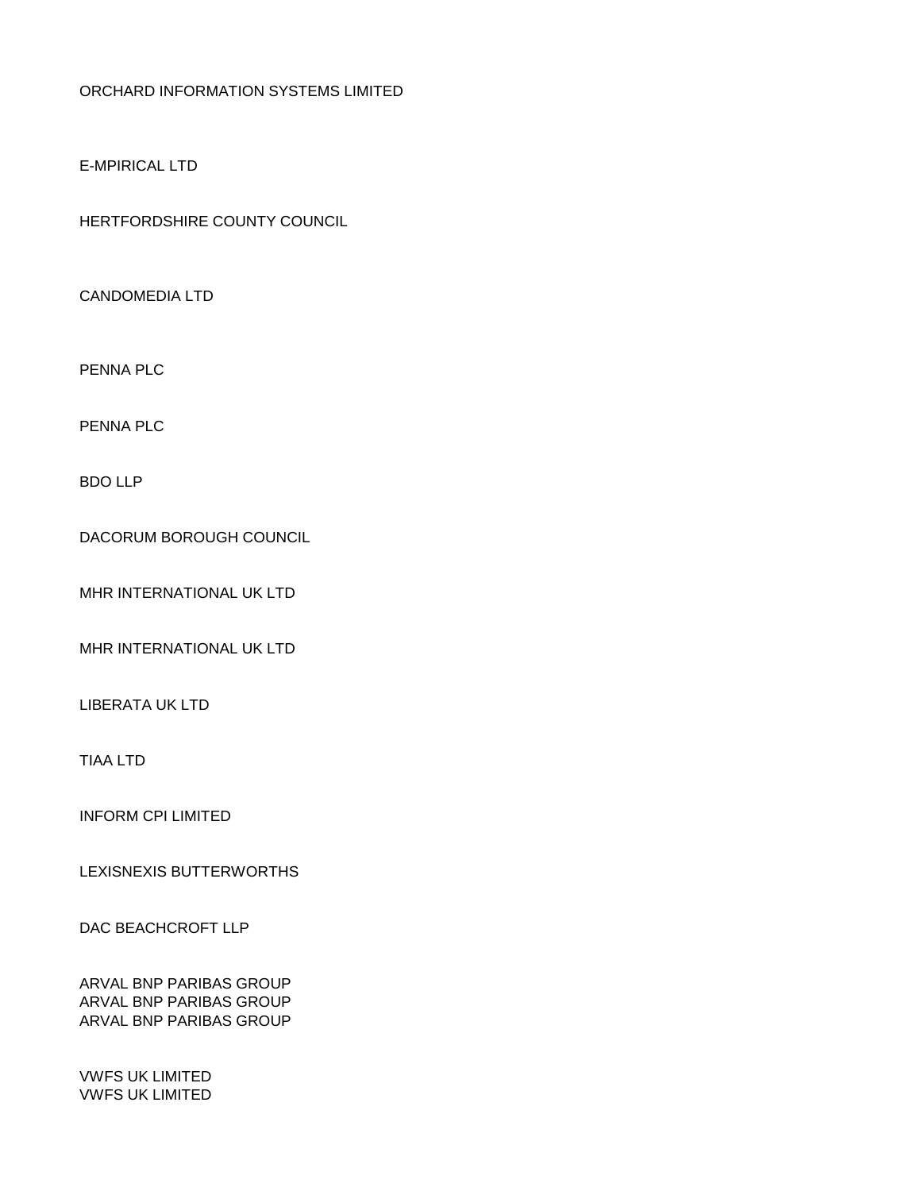ORCHARD INFORMATION SYSTEMS LIMITED

E-MPIRICAL LTD

HERTFORDSHIRE COUNTY COUNCIL

CANDOMEDIA LTD

PENNA PLC

PENNA PLC

BDO LLP

DACORUM BOROUGH COUNCIL

MHR INTERNATIONAL UK LTD

MHR INTERNATIONAL UK LTD

LIBERATA UK LTD

TIAA LTD

INFORM CPI LIMITED

LEXISNEXIS BUTTERWORTHS

DAC BEACHCROFT LLP

ARVAL BNP PARIBAS GROUP
ARVAL BNP PARIBAS GROUP
ARVAL BNP PARIBAS GROUP

VWFS UK LIMITED
VWFS UK LIMITED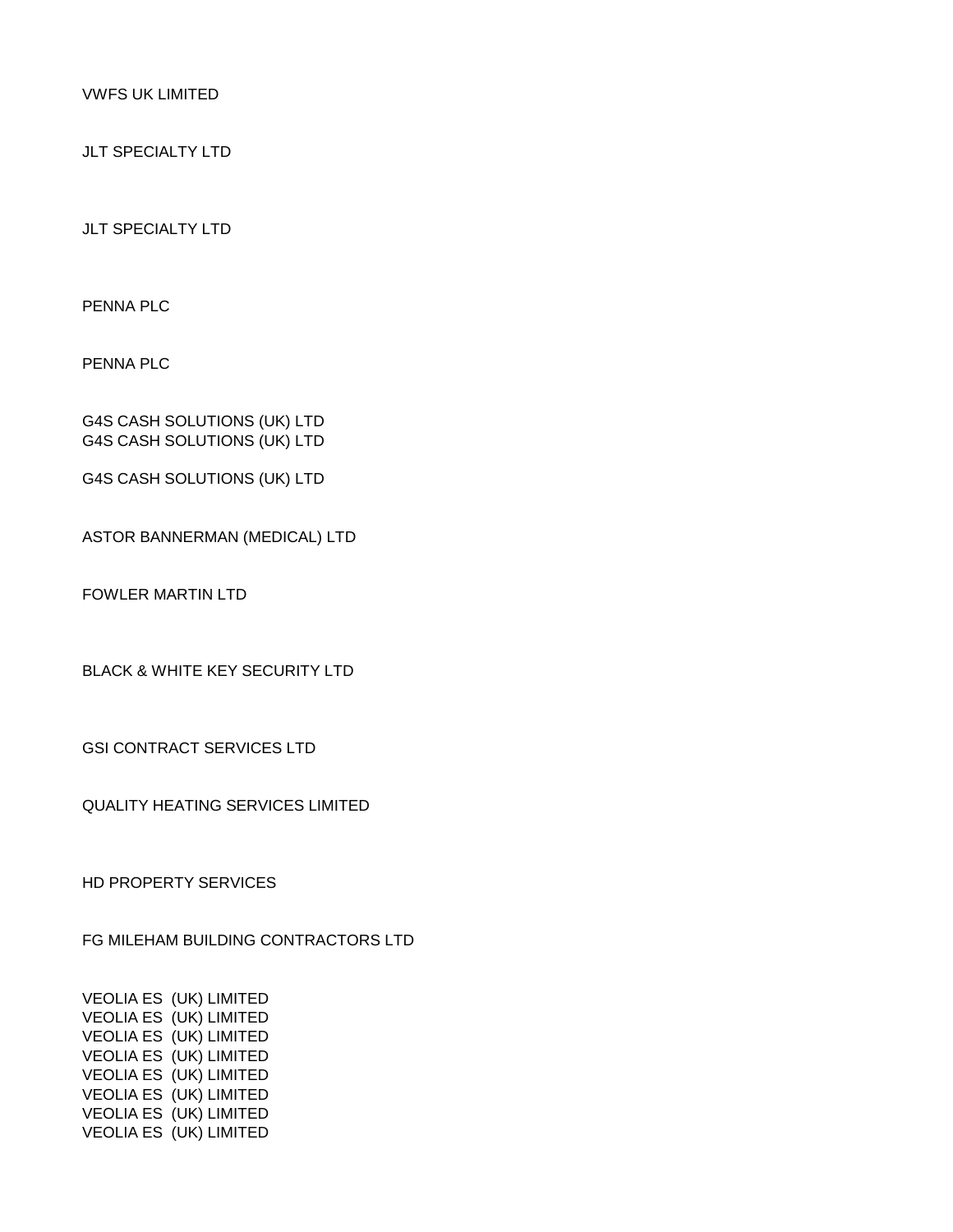VWFS UK LIMITED

JLT SPECIALTY LTD

JLT SPECIALTY LTD

PENNA PLC

PENNA PLC

G4S CASH SOLUTIONS (UK) LTD
G4S CASH SOLUTIONS (UK) LTD

G4S CASH SOLUTIONS (UK) LTD

ASTOR BANNERMAN (MEDICAL) LTD

FOWLER MARTIN LTD

BLACK & WHITE KEY SECURITY LTD

GSI CONTRACT SERVICES LTD

QUALITY HEATING SERVICES LIMITED

HD PROPERTY SERVICES

FG MILEHAM BUILDING CONTRACTORS LTD

VEOLIA ES (UK) LIMITED
VEOLIA ES (UK) LIMITED
VEOLIA ES (UK) LIMITED
VEOLIA ES (UK) LIMITED
VEOLIA ES (UK) LIMITED
VEOLIA ES (UK) LIMITED
VEOLIA ES (UK) LIMITED
VEOLIA ES (UK) LIMITED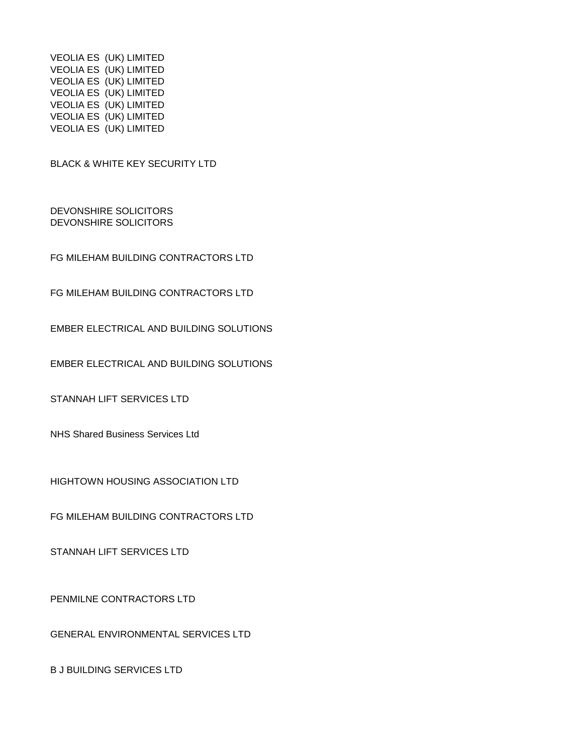VEOLIA ES  (UK) LIMITED
VEOLIA ES  (UK) LIMITED
VEOLIA ES  (UK) LIMITED
VEOLIA ES  (UK) LIMITED
VEOLIA ES  (UK) LIMITED
VEOLIA ES  (UK) LIMITED
VEOLIA ES  (UK) LIMITED

BLACK & WHITE KEY SECURITY LTD

DEVONSHIRE SOLICITORS
DEVONSHIRE SOLICITORS

FG MILEHAM BUILDING CONTRACTORS LTD

FG MILEHAM BUILDING CONTRACTORS LTD

EMBER ELECTRICAL AND BUILDING SOLUTIONS

EMBER ELECTRICAL AND BUILDING SOLUTIONS

STANNAH LIFT SERVICES LTD

NHS Shared Business Services Ltd

HIGHTOWN HOUSING ASSOCIATION LTD

FG MILEHAM BUILDING CONTRACTORS LTD

STANNAH LIFT SERVICES LTD

PENMILNE CONTRACTORS LTD

GENERAL ENVIRONMENTAL SERVICES LTD

B J BUILDING SERVICES LTD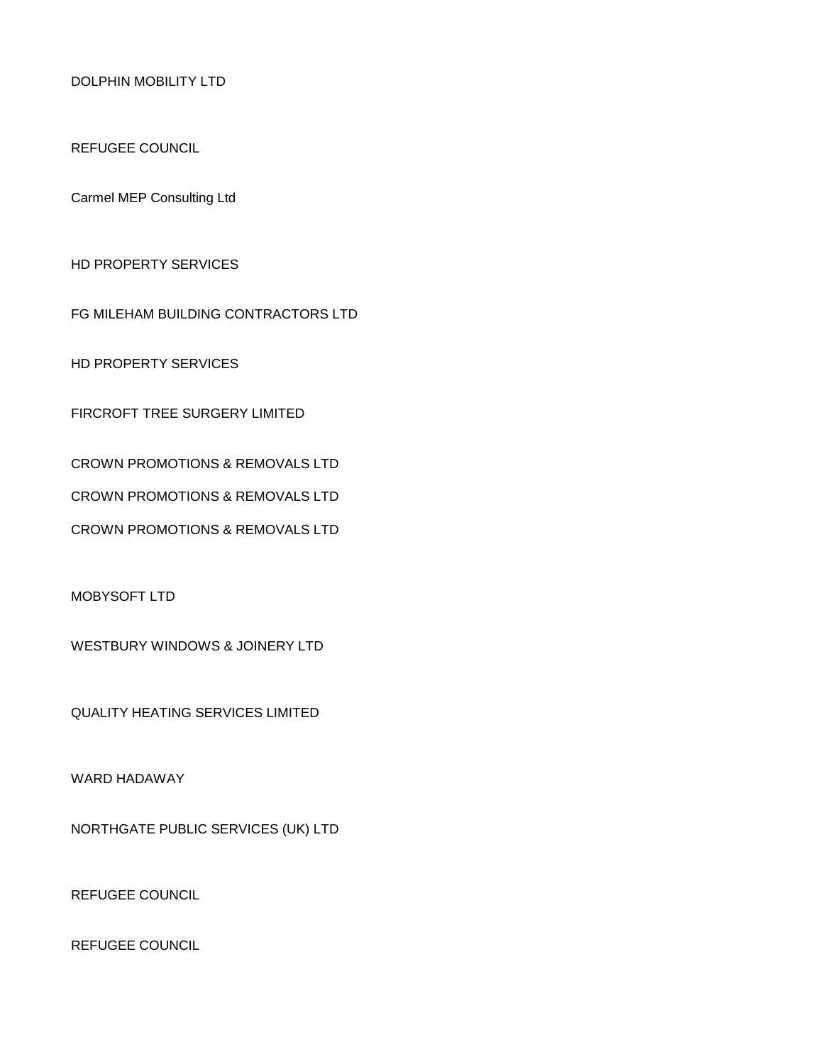DOLPHIN MOBILITY LTD

REFUGEE COUNCIL

Carmel MEP Consulting Ltd

HD PROPERTY SERVICES

FG MILEHAM BUILDING CONTRACTORS LTD

HD PROPERTY SERVICES

FIRCROFT TREE SURGERY LIMITED

CROWN PROMOTIONS & REMOVALS LTD

CROWN PROMOTIONS & REMOVALS LTD

CROWN PROMOTIONS & REMOVALS LTD

MOBYSOFT LTD

WESTBURY WINDOWS & JOINERY LTD

QUALITY HEATING SERVICES LIMITED

WARD HADAWAY

NORTHGATE PUBLIC SERVICES (UK) LTD

REFUGEE COUNCIL

REFUGEE COUNCIL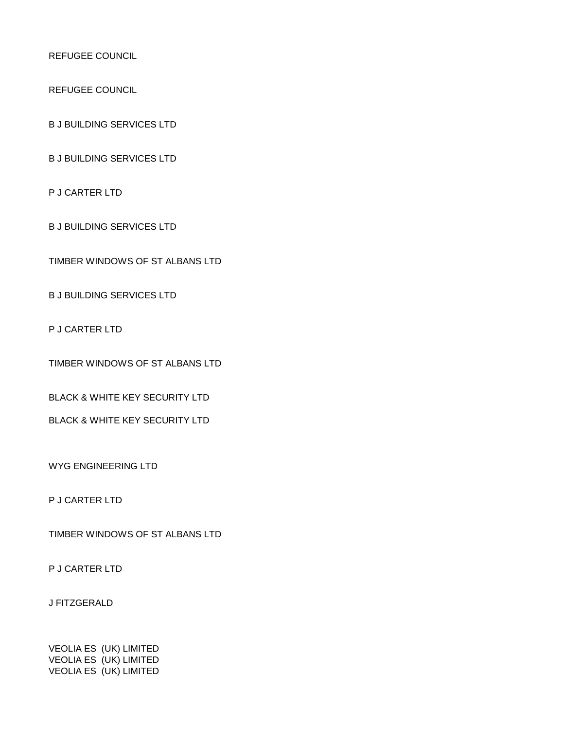REFUGEE COUNCIL

REFUGEE COUNCIL

B J BUILDING SERVICES LTD

B J BUILDING SERVICES LTD

P J CARTER LTD

B J BUILDING SERVICES LTD

TIMBER WINDOWS OF ST ALBANS LTD

B J BUILDING SERVICES LTD

P J CARTER LTD

TIMBER WINDOWS OF ST ALBANS LTD

BLACK & WHITE KEY SECURITY LTD

BLACK & WHITE KEY SECURITY LTD

WYG ENGINEERING LTD

P J CARTER LTD

TIMBER WINDOWS OF ST ALBANS LTD

P J CARTER LTD

J FITZGERALD

VEOLIA ES (UK) LIMITED
VEOLIA ES (UK) LIMITED
VEOLIA ES (UK) LIMITED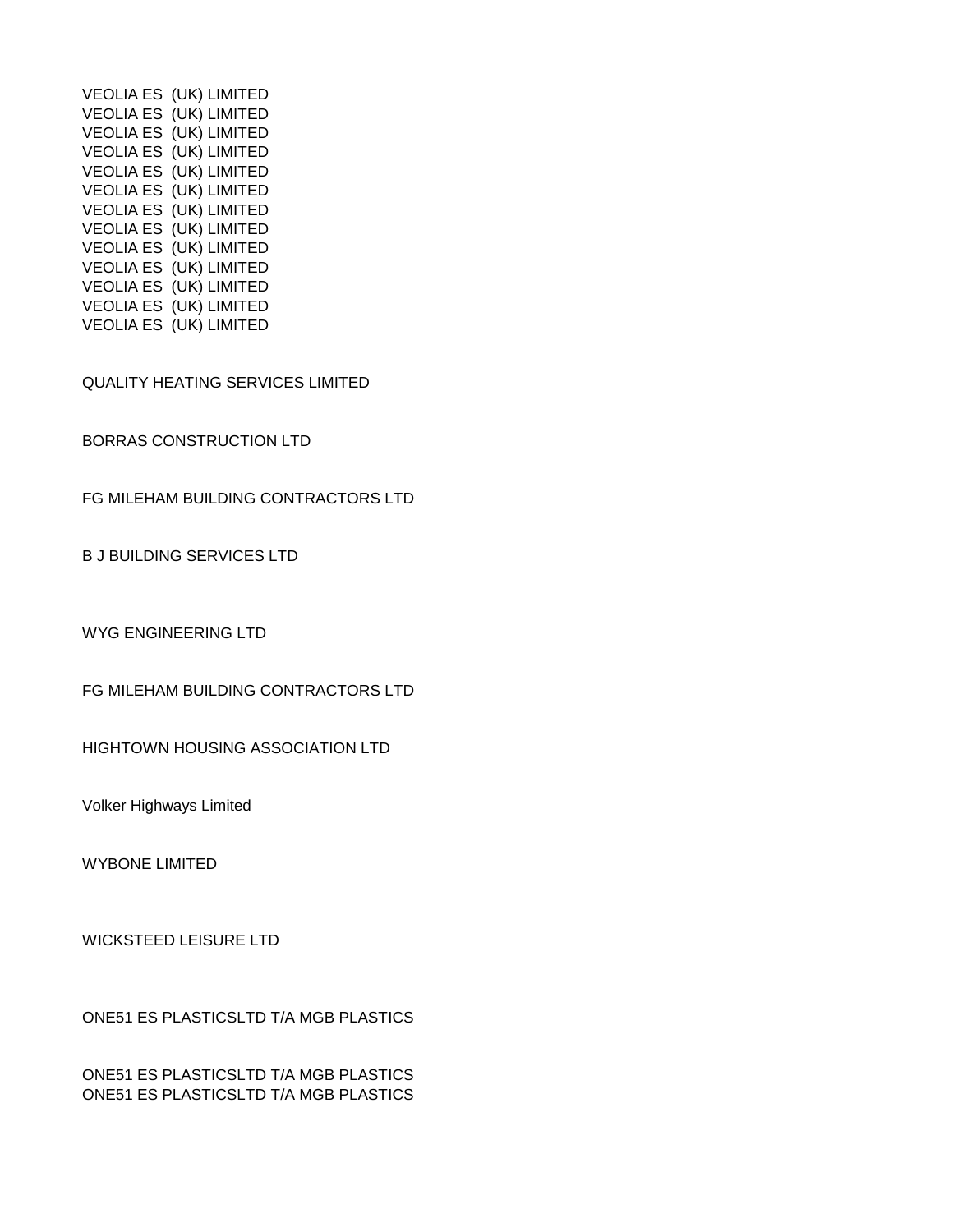VEOLIA ES  (UK) LIMITED
VEOLIA ES  (UK) LIMITED
VEOLIA ES  (UK) LIMITED
VEOLIA ES  (UK) LIMITED
VEOLIA ES  (UK) LIMITED
VEOLIA ES  (UK) LIMITED
VEOLIA ES  (UK) LIMITED
VEOLIA ES  (UK) LIMITED
VEOLIA ES  (UK) LIMITED
VEOLIA ES  (UK) LIMITED
VEOLIA ES  (UK) LIMITED
VEOLIA ES  (UK) LIMITED
VEOLIA ES  (UK) LIMITED

QUALITY HEATING SERVICES LIMITED

BORRAS CONSTRUCTION LTD

FG MILEHAM BUILDING CONTRACTORS LTD

B J BUILDING SERVICES LTD

WYG ENGINEERING LTD

FG MILEHAM BUILDING CONTRACTORS LTD

HIGHTOWN HOUSING ASSOCIATION LTD

Volker Highways Limited

WYBONE LIMITED

WICKSTEED LEISURE LTD

ONE51 ES PLASTICSLTD T/A MGB PLASTICS

ONE51 ES PLASTICSLTD T/A MGB PLASTICS
ONE51 ES PLASTICSLTD T/A MGB PLASTICS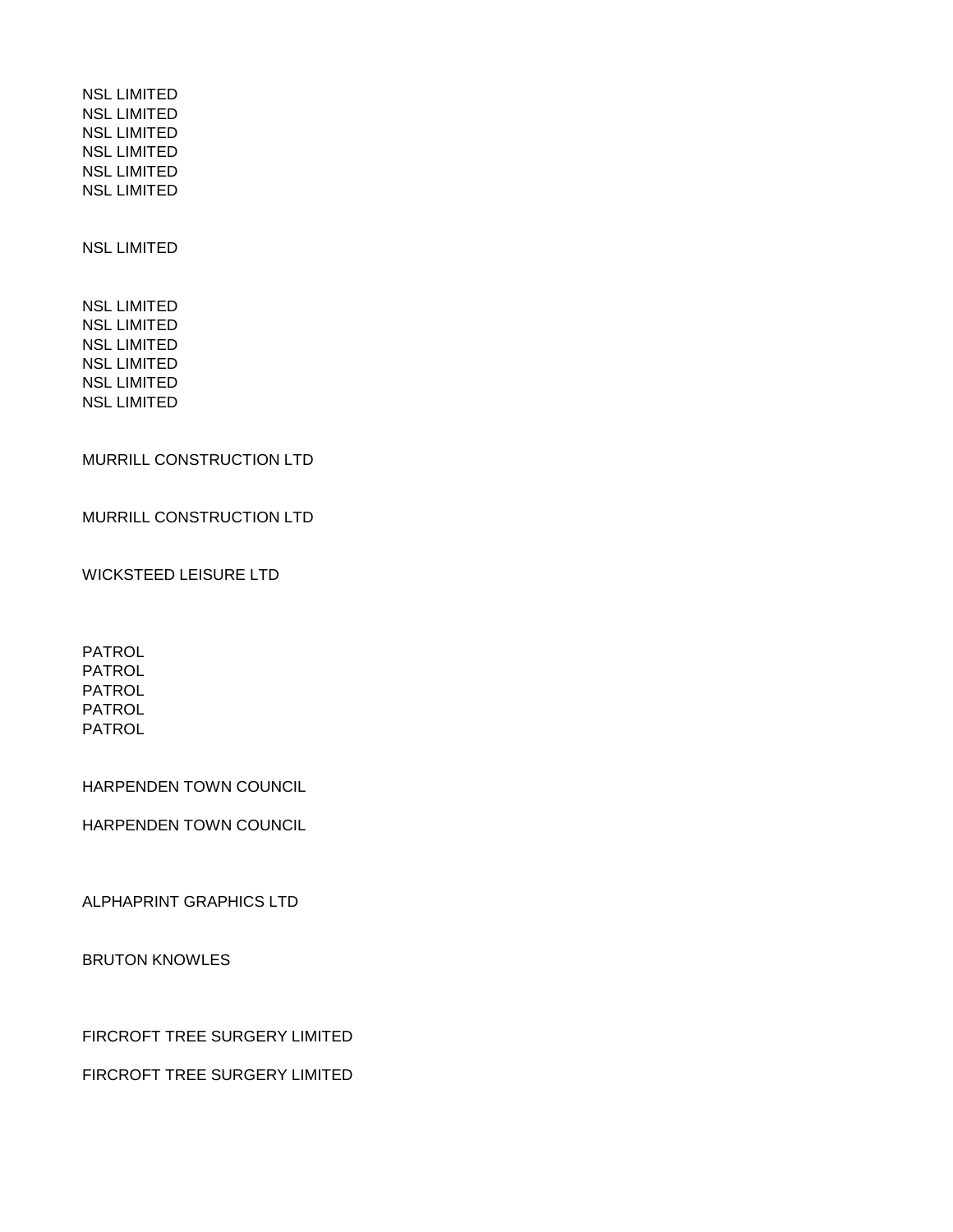NSL LIMITED
NSL LIMITED
NSL LIMITED
NSL LIMITED
NSL LIMITED
NSL LIMITED

NSL LIMITED

NSL LIMITED
NSL LIMITED
NSL LIMITED
NSL LIMITED
NSL LIMITED
NSL LIMITED

MURRILL CONSTRUCTION LTD

MURRILL CONSTRUCTION LTD

WICKSTEED LEISURE LTD

PATROL
PATROL
PATROL
PATROL
PATROL

HARPENDEN TOWN COUNCIL

HARPENDEN TOWN COUNCIL

ALPHAPRINT GRAPHICS LTD

BRUTON KNOWLES

FIRCROFT TREE SURGERY LIMITED

FIRCROFT TREE SURGERY LIMITED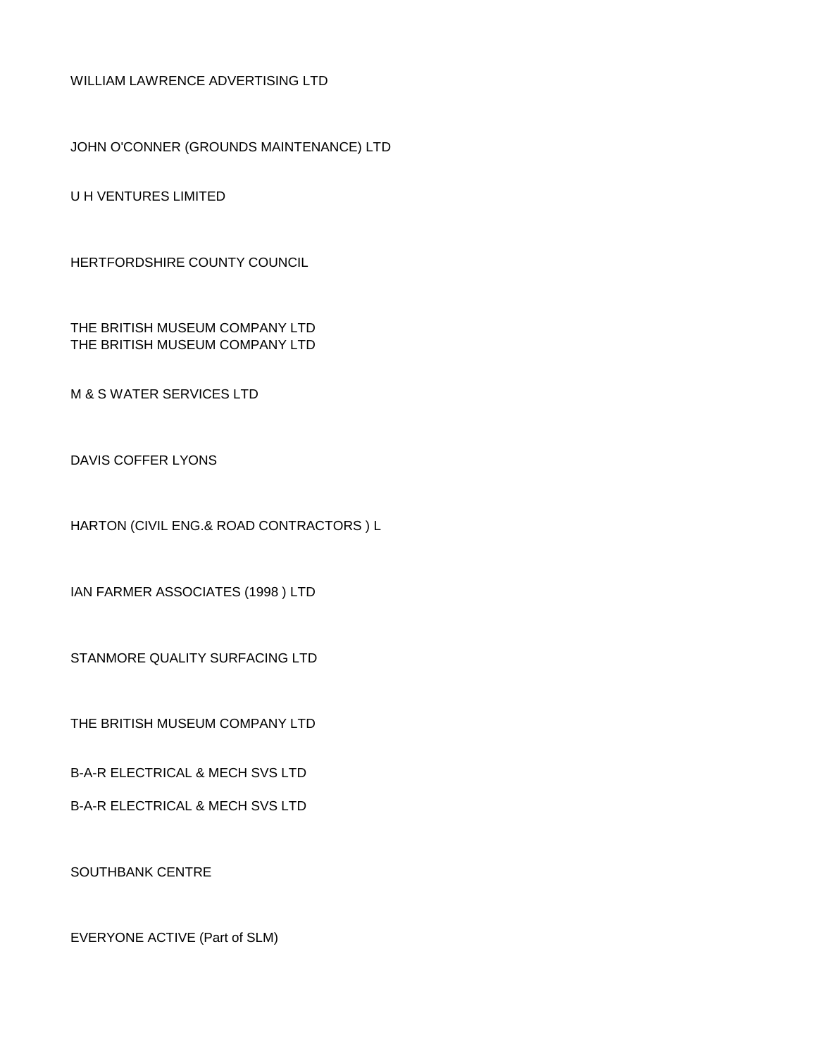WILLIAM LAWRENCE ADVERTISING LTD

JOHN O'CONNER (GROUNDS MAINTENANCE) LTD

U H VENTURES LIMITED

HERTFORDSHIRE COUNTY COUNCIL

THE BRITISH MUSEUM COMPANY LTD
THE BRITISH MUSEUM COMPANY LTD

M & S WATER SERVICES LTD

DAVIS COFFER LYONS

HARTON (CIVIL ENG.& ROAD CONTRACTORS ) L

IAN FARMER ASSOCIATES (1998 ) LTD

STANMORE QUALITY SURFACING LTD

THE BRITISH MUSEUM COMPANY LTD

B-A-R ELECTRICAL & MECH SVS LTD

B-A-R ELECTRICAL & MECH SVS LTD

SOUTHBANK CENTRE

EVERYONE ACTIVE (Part of SLM)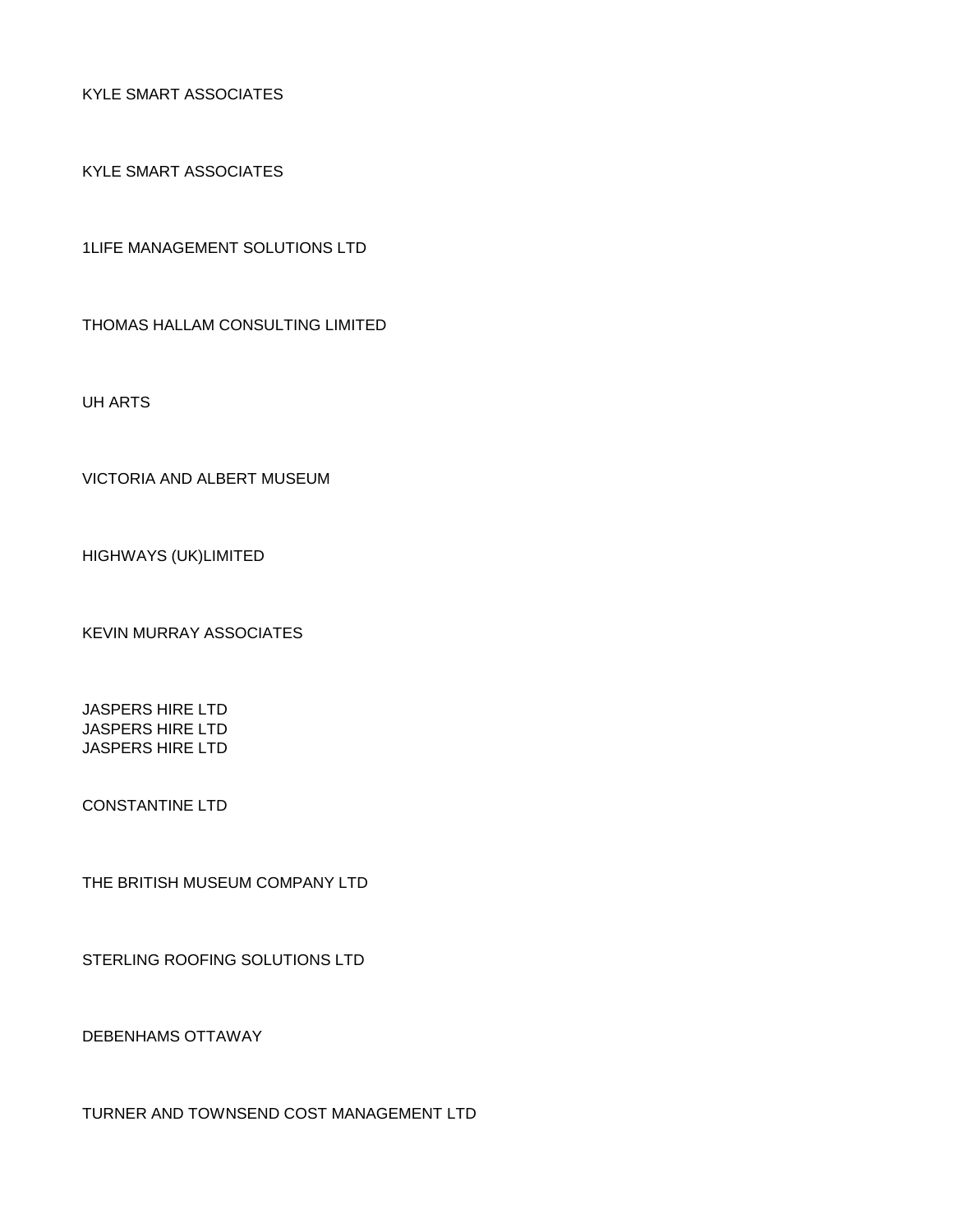KYLE SMART ASSOCIATES

KYLE SMART ASSOCIATES

1LIFE MANAGEMENT SOLUTIONS LTD

THOMAS HALLAM CONSULTING LIMITED

UH ARTS

VICTORIA AND ALBERT MUSEUM

HIGHWAYS (UK)LIMITED

KEVIN MURRAY ASSOCIATES

JASPERS HIRE LTD
JASPERS HIRE LTD
JASPERS HIRE LTD

CONSTANTINE LTD

THE BRITISH MUSEUM COMPANY LTD

STERLING ROOFING SOLUTIONS LTD

DEBENHAMS OTTAWAY

TURNER AND TOWNSEND COST MANAGEMENT LTD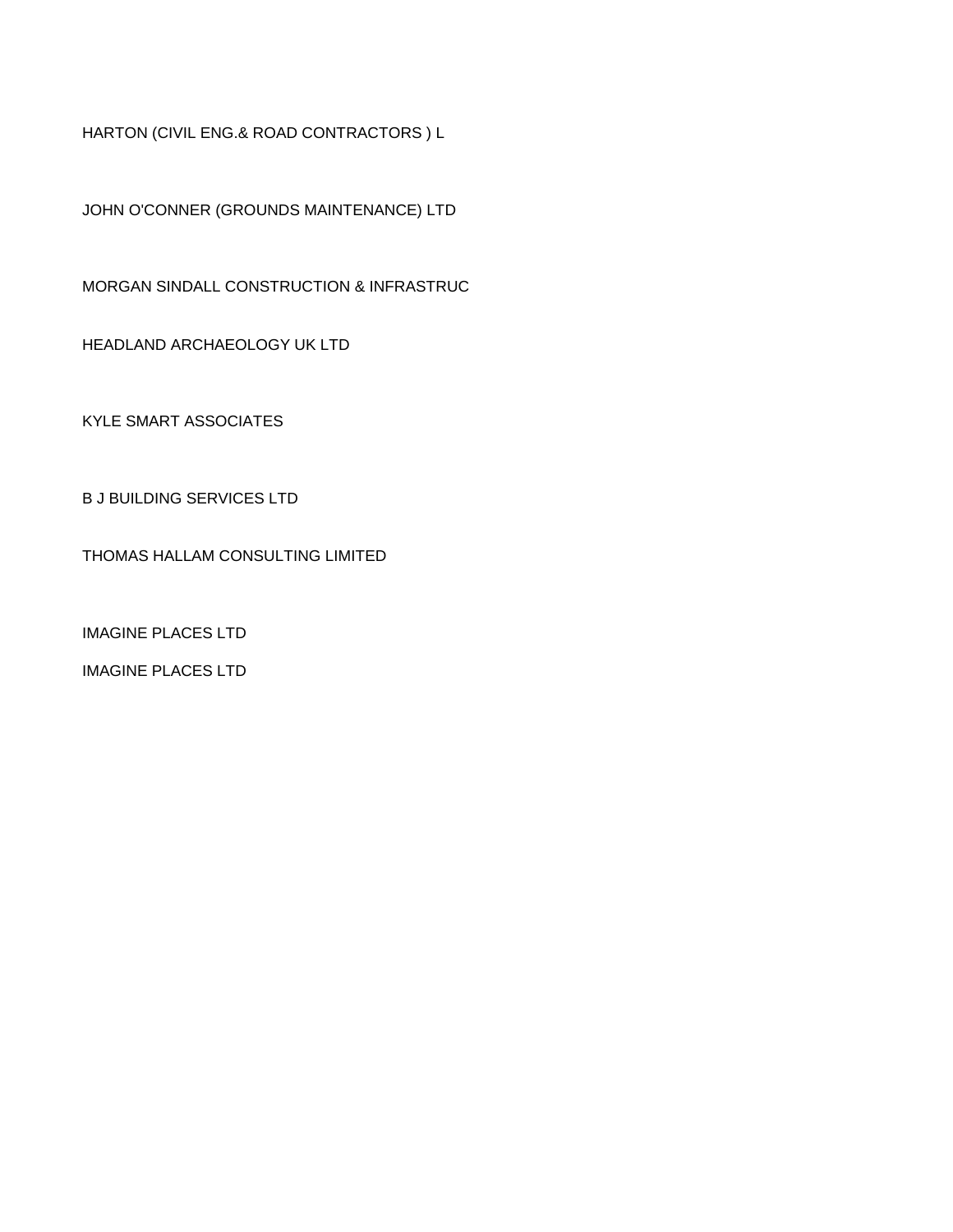HARTON (CIVIL ENG.& ROAD CONTRACTORS ) L

JOHN O'CONNER (GROUNDS MAINTENANCE) LTD

MORGAN SINDALL CONSTRUCTION & INFRASTRUC

HEADLAND ARCHAEOLOGY UK LTD

KYLE SMART ASSOCIATES

B J BUILDING SERVICES LTD

THOMAS HALLAM CONSULTING LIMITED

IMAGINE PLACES LTD

IMAGINE PLACES LTD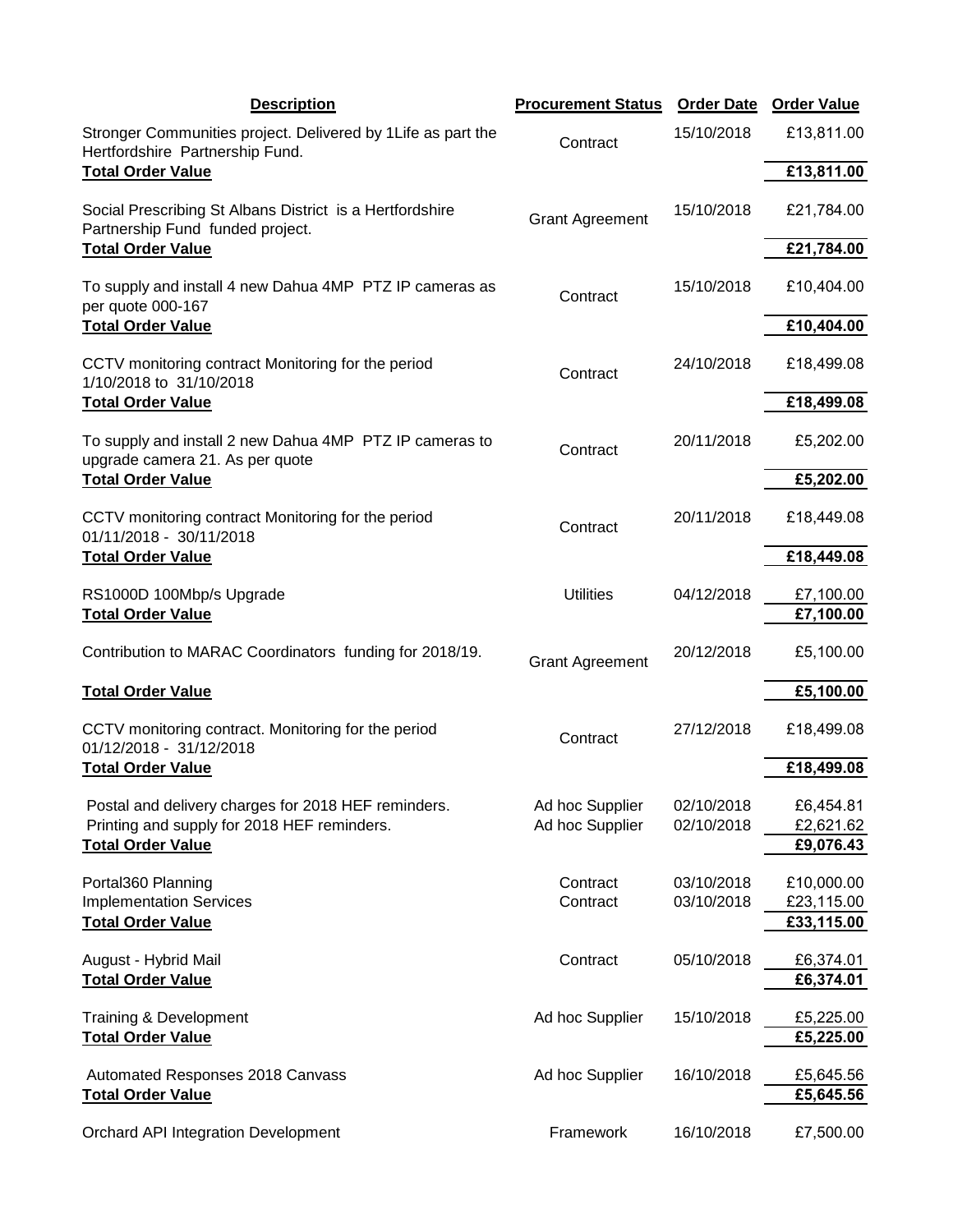| Description | Procurement Status | Order Date | Order Value |
|---|---|---|---|
| Stronger Communities project. Delivered by 1Life as part the Hertfordshire Partnership Fund. | Contract | 15/10/2018 | £13,811.00 |
| **Total Order Value** | | | **£13,811.00** |
| Social Prescribing St Albans District is a Hertfordshire Partnership Fund funded project. | Grant Agreement | 15/10/2018 | £21,784.00 |
| **Total Order Value** | | | **£21,784.00** |
| To supply and install 4 new Dahua 4MP PTZ IP cameras as per quote 000-167 | Contract | 15/10/2018 | £10,404.00 |
| **Total Order Value** | | | **£10,404.00** |
| CCTV monitoring contract Monitoring for the period 1/10/2018 to 31/10/2018 | Contract | 24/10/2018 | £18,499.08 |
| **Total Order Value** | | | **£18,499.08** |
| To supply and install 2 new Dahua 4MP PTZ IP cameras to upgrade camera 21. As per quote | Contract | 20/11/2018 | £5,202.00 |
| **Total Order Value** | | | **£5,202.00** |
| CCTV monitoring contract Monitoring for the period 01/11/2018 - 30/11/2018 | Contract | 20/11/2018 | £18,449.08 |
| **Total Order Value** | | | **£18,449.08** |
| RS1000D 100Mbp/s Upgrade | Utilities | 04/12/2018 | £7,100.00 |
| **Total Order Value** | | | **£7,100.00** |
| Contribution to MARAC Coordinators funding for 2018/19. | Grant Agreement | 20/12/2018 | £5,100.00 |
| **Total Order Value** | | | **£5,100.00** |
| CCTV monitoring contract. Monitoring for the period 01/12/2018 - 31/12/2018 | Contract | 27/12/2018 | £18,499.08 |
| **Total Order Value** | | | **£18,499.08** |
| Postal and delivery charges for 2018 HEF reminders. | Ad hoc Supplier | 02/10/2018 | £6,454.81 |
| Printing and supply for 2018 HEF reminders. | Ad hoc Supplier | 02/10/2018 | £2,621.62 |
| **Total Order Value** | | | **£9,076.43** |
| Portal360 Planning | Contract | 03/10/2018 | £10,000.00 |
| Implementation Services | Contract | 03/10/2018 | £23,115.00 |
| **Total Order Value** | | | **£33,115.00** |
| August - Hybrid Mail | Contract | 05/10/2018 | £6,374.01 |
| **Total Order Value** | | | **£6,374.01** |
| Training & Development | Ad hoc Supplier | 15/10/2018 | £5,225.00 |
| **Total Order Value** | | | **£5,225.00** |
| Automated Responses 2018 Canvass | Ad hoc Supplier | 16/10/2018 | £5,645.56 |
| **Total Order Value** | | | **£5,645.56** |
| Orchard API Integration Development | Framework | 16/10/2018 | £7,500.00 |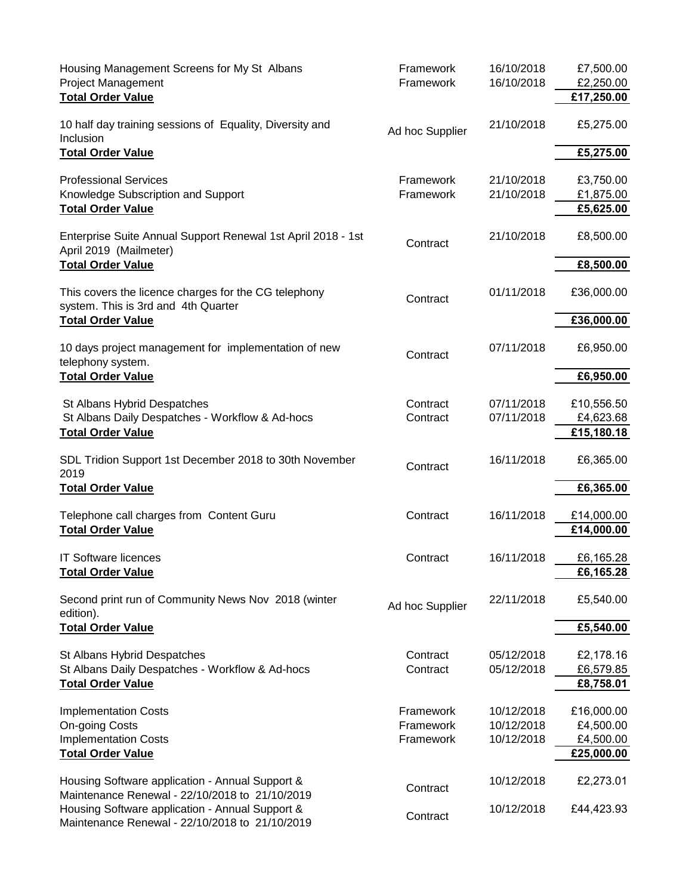| | | | |
|---|---|---|---|
| Housing Management Screens for My St Albans | Framework | 16/10/2018 | £7,500.00 |
| Project Management | Framework | 16/10/2018 | £2,250.00 |
| **Total Order Value** | | | **£17,250.00** |
| 10 half day training sessions of Equality, Diversity and Inclusion | Ad hoc Supplier | 21/10/2018 | £5,275.00 |
| **Total Order Value** | | | **£5,275.00** |
| Professional Services | Framework | 21/10/2018 | £3,750.00 |
| Knowledge Subscription and Support | Framework | 21/10/2018 | £1,875.00 |
| **Total Order Value** | | | **£5,625.00** |
| Enterprise Suite Annual Support Renewal 1st April 2018 - 1st April 2019 (Mailmeter) | Contract | 21/10/2018 | £8,500.00 |
| **Total Order Value** | | | **£8,500.00** |
| This covers the licence charges for the CG telephony system. This is 3rd and 4th Quarter | Contract | 01/11/2018 | £36,000.00 |
| **Total Order Value** | | | **£36,000.00** |
| 10 days project management for implementation of new telephony system. | Contract | 07/11/2018 | £6,950.00 |
| **Total Order Value** | | | **£6,950.00** |
| St Albans Hybrid Despatches | Contract | 07/11/2018 | £10,556.50 |
| St Albans Daily Despatches - Workflow & Ad-hocs | Contract | 07/11/2018 | £4,623.68 |
| **Total Order Value** | | | **£15,180.18** |
| SDL Tridion Support 1st December 2018 to 30th November 2019 | Contract | 16/11/2018 | £6,365.00 |
| **Total Order Value** | | | **£6,365.00** |
| Telephone call charges from Content Guru | Contract | 16/11/2018 | £14,000.00 |
| **Total Order Value** | | | **£14,000.00** |
| IT Software licences | Contract | 16/11/2018 | £6,165.28 |
| **Total Order Value** | | | **£6,165.28** |
| Second print run of Community News Nov 2018 (winter edition). | Ad hoc Supplier | 22/11/2018 | £5,540.00 |
| **Total Order Value** | | | **£5,540.00** |
| St Albans Hybrid Despatches | Contract | 05/12/2018 | £2,178.16 |
| St Albans Daily Despatches - Workflow & Ad-hocs | Contract | 05/12/2018 | £6,579.85 |
| **Total Order Value** | | | **£8,758.01** |
| Implementation Costs | Framework | 10/12/2018 | £16,000.00 |
| On-going Costs | Framework | 10/12/2018 | £4,500.00 |
| Implementation Costs | Framework | 10/12/2018 | £4,500.00 |
| **Total Order Value** | | | **£25,000.00** |
| Housing Software application - Annual Support & Maintenance Renewal - 22/10/2018 to 21/10/2019 | Contract | 10/12/2018 | £2,273.01 |
| Housing Software application - Annual Support & Maintenance Renewal - 22/10/2018 to 21/10/2019 | Contract | 10/12/2018 | £44,423.93 |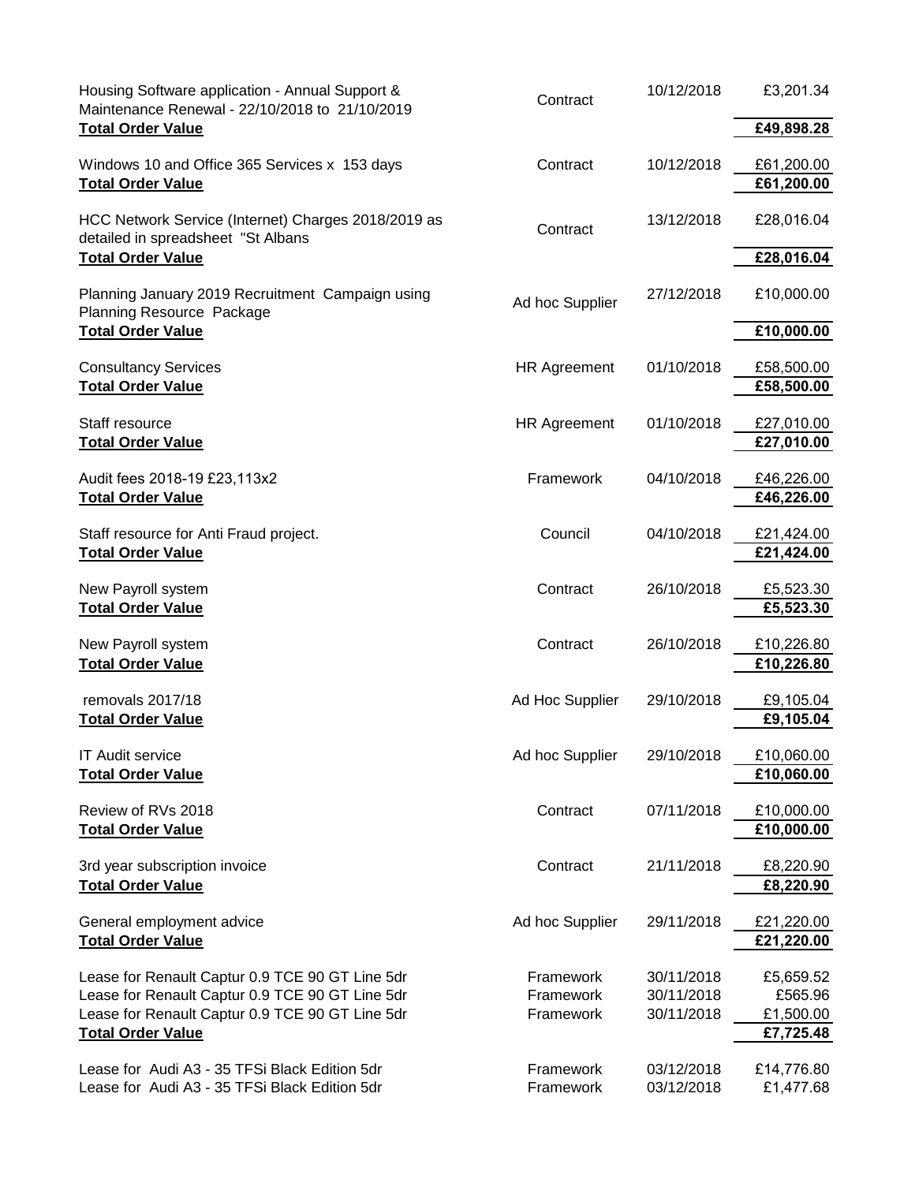| Description | Type | Date | Value |
|---|---|---|---|
| Housing Software application - Annual Support & Maintenance Renewal - 22/10/2018 to 21/10/2019 | Contract | 10/12/2018 | £3,201.34 |
| **Total Order Value** | | | **£49,898.28** |
| Windows 10 and Office 365 Services x 153 days | Contract | 10/12/2018 | £61,200.00 |
| **Total Order Value** | | | **£61,200.00** |
| HCC Network Service (Internet) Charges 2018/2019 as detailed in spreadsheet "St Albans | Contract | 13/12/2018 | £28,016.04 |
| **Total Order Value** | | | **£28,016.04** |
| Planning January 2019 Recruitment Campaign using Planning Resource Package | Ad hoc Supplier | 27/12/2018 | £10,000.00 |
| **Total Order Value** | | | **£10,000.00** |
| Consultancy Services | HR Agreement | 01/10/2018 | £58,500.00 |
| **Total Order Value** | | | **£58,500.00** |
| Staff resource | HR Agreement | 01/10/2018 | £27,010.00 |
| **Total Order Value** | | | **£27,010.00** |
| Audit fees 2018-19 £23,113x2 | Framework | 04/10/2018 | £46,226.00 |
| **Total Order Value** | | | **£46,226.00** |
| Staff resource for Anti Fraud project. | Council | 04/10/2018 | £21,424.00 |
| **Total Order Value** | | | **£21,424.00** |
| New Payroll system | Contract | 26/10/2018 | £5,523.30 |
| **Total Order Value** | | | **£5,523.30** |
| New Payroll system | Contract | 26/10/2018 | £10,226.80 |
| **Total Order Value** | | | **£10,226.80** |
| removals 2017/18 | Ad Hoc Supplier | 29/10/2018 | £9,105.04 |
| **Total Order Value** | | | **£9,105.04** |
| IT Audit service | Ad hoc Supplier | 29/10/2018 | £10,060.00 |
| **Total Order Value** | | | **£10,060.00** |
| Review of RVs 2018 | Contract | 07/11/2018 | £10,000.00 |
| **Total Order Value** | | | **£10,000.00** |
| 3rd year subscription invoice | Contract | 21/11/2018 | £8,220.90 |
| **Total Order Value** | | | **£8,220.90** |
| General employment advice | Ad hoc Supplier | 29/11/2018 | £21,220.00 |
| **Total Order Value** | | | **£21,220.00** |
| Lease for Renault Captur 0.9 TCE 90 GT Line 5dr | Framework | 30/11/2018 | £5,659.52 |
| Lease for Renault Captur 0.9 TCE 90 GT Line 5dr | Framework | 30/11/2018 | £565.96 |
| Lease for Renault Captur 0.9 TCE 90 GT Line 5dr | Framework | 30/11/2018 | £1,500.00 |
| **Total Order Value** | | | **£7,725.48** |
| Lease for Audi A3 - 35 TFSi Black Edition 5dr | Framework | 03/12/2018 | £14,776.80 |
| Lease for Audi A3 - 35 TFSi Black Edition 5dr | Framework | 03/12/2018 | £1,477.68 |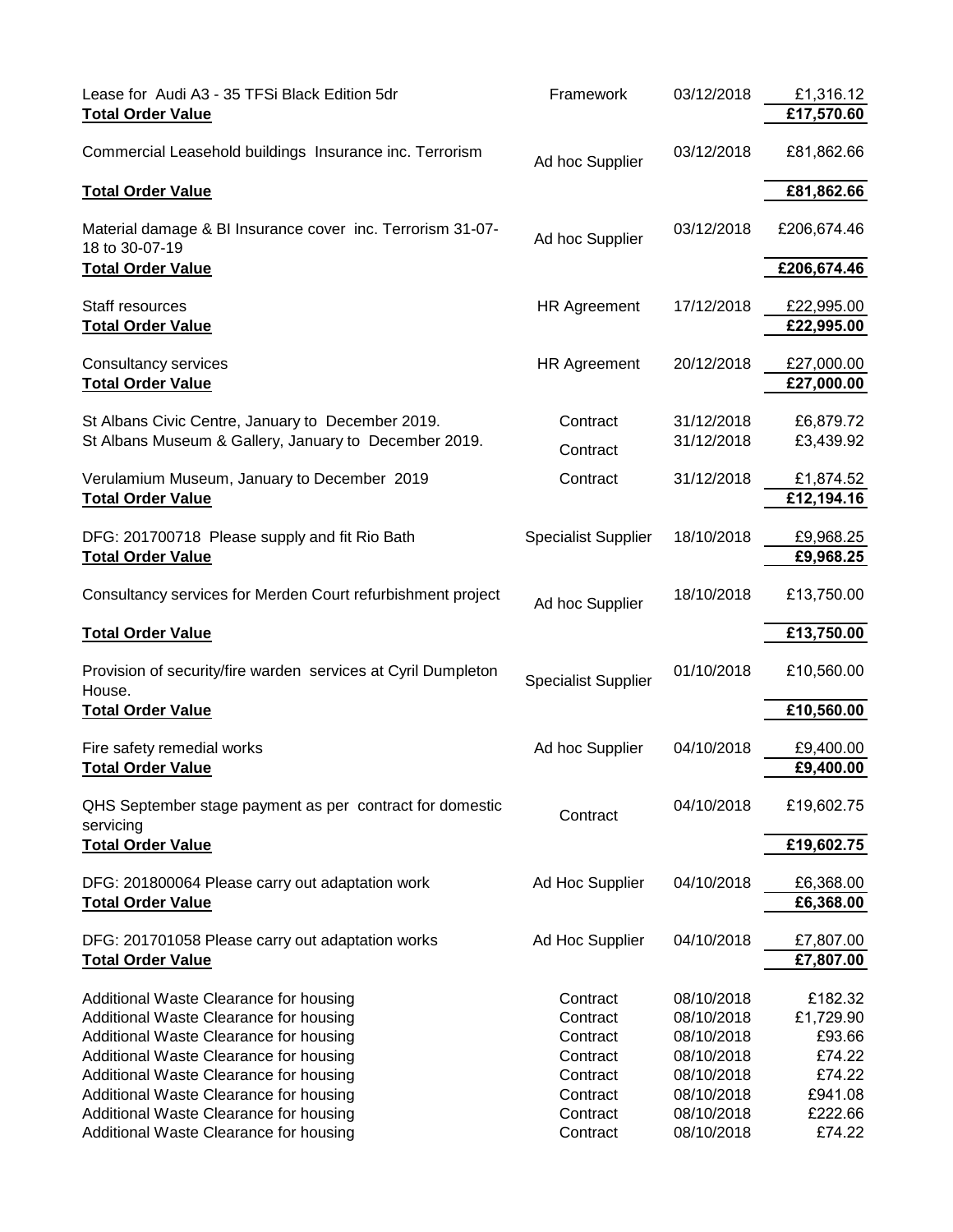| | | | |
|---|---|---|---|
| Lease for Audi A3 - 35 TFSi Black Edition 5dr | Framework | 03/12/2018 | £1,316.12 |
| **Total Order Value** | | | **£17,570.60** |
| Commercial Leasehold buildings Insurance inc. Terrorism | Ad hoc Supplier | 03/12/2018 | £81,862.66 |
| **Total Order Value** | | | **£81,862.66** |
| Material damage & BI Insurance cover inc. Terrorism 31-07-18 to 30-07-19 | Ad hoc Supplier | 03/12/2018 | £206,674.46 |
| **Total Order Value** | | | **£206,674.46** |
| Staff resources | HR Agreement | 17/12/2018 | £22,995.00 |
| **Total Order Value** | | | **£22,995.00** |
| Consultancy services | HR Agreement | 20/12/2018 | £27,000.00 |
| **Total Order Value** | | | **£27,000.00** |
| St Albans Civic Centre, January to December 2019. | Contract | 31/12/2018 | £6,879.72 |
| St Albans Museum & Gallery, January to December 2019. | Contract | 31/12/2018 | £3,439.92 |
| Verulamium Museum, January to December 2019 | Contract | 31/12/2018 | £1,874.52 |
| **Total Order Value** | | | **£12,194.16** |
| DFG: 201700718 Please supply and fit Rio Bath | Specialist Supplier | 18/10/2018 | £9,968.25 |
| **Total Order Value** | | | **£9,968.25** |
| Consultancy services for Merden Court refurbishment project | Ad hoc Supplier | 18/10/2018 | £13,750.00 |
| **Total Order Value** | | | **£13,750.00** |
| Provision of security/fire warden services at Cyril Dumpleton House. | Specialist Supplier | 01/10/2018 | £10,560.00 |
| **Total Order Value** | | | **£10,560.00** |
| Fire safety remedial works | Ad hoc Supplier | 04/10/2018 | £9,400.00 |
| **Total Order Value** | | | **£9,400.00** |
| QHS September stage payment as per contract for domestic servicing | Contract | 04/10/2018 | £19,602.75 |
| **Total Order Value** | | | **£19,602.75** |
| DFG: 201800064 Please carry out adaptation work | Ad Hoc Supplier | 04/10/2018 | £6,368.00 |
| **Total Order Value** | | | **£6,368.00** |
| DFG: 201701058 Please carry out adaptation works | Ad Hoc Supplier | 04/10/2018 | £7,807.00 |
| **Total Order Value** | | | **£7,807.00** |
| Additional Waste Clearance for housing | Contract | 08/10/2018 | £182.32 |
| Additional Waste Clearance for housing | Contract | 08/10/2018 | £1,729.90 |
| Additional Waste Clearance for housing | Contract | 08/10/2018 | £93.66 |
| Additional Waste Clearance for housing | Contract | 08/10/2018 | £74.22 |
| Additional Waste Clearance for housing | Contract | 08/10/2018 | £74.22 |
| Additional Waste Clearance for housing | Contract | 08/10/2018 | £941.08 |
| Additional Waste Clearance for housing | Contract | 08/10/2018 | £222.66 |
| Additional Waste Clearance for housing | Contract | 08/10/2018 | £74.22 |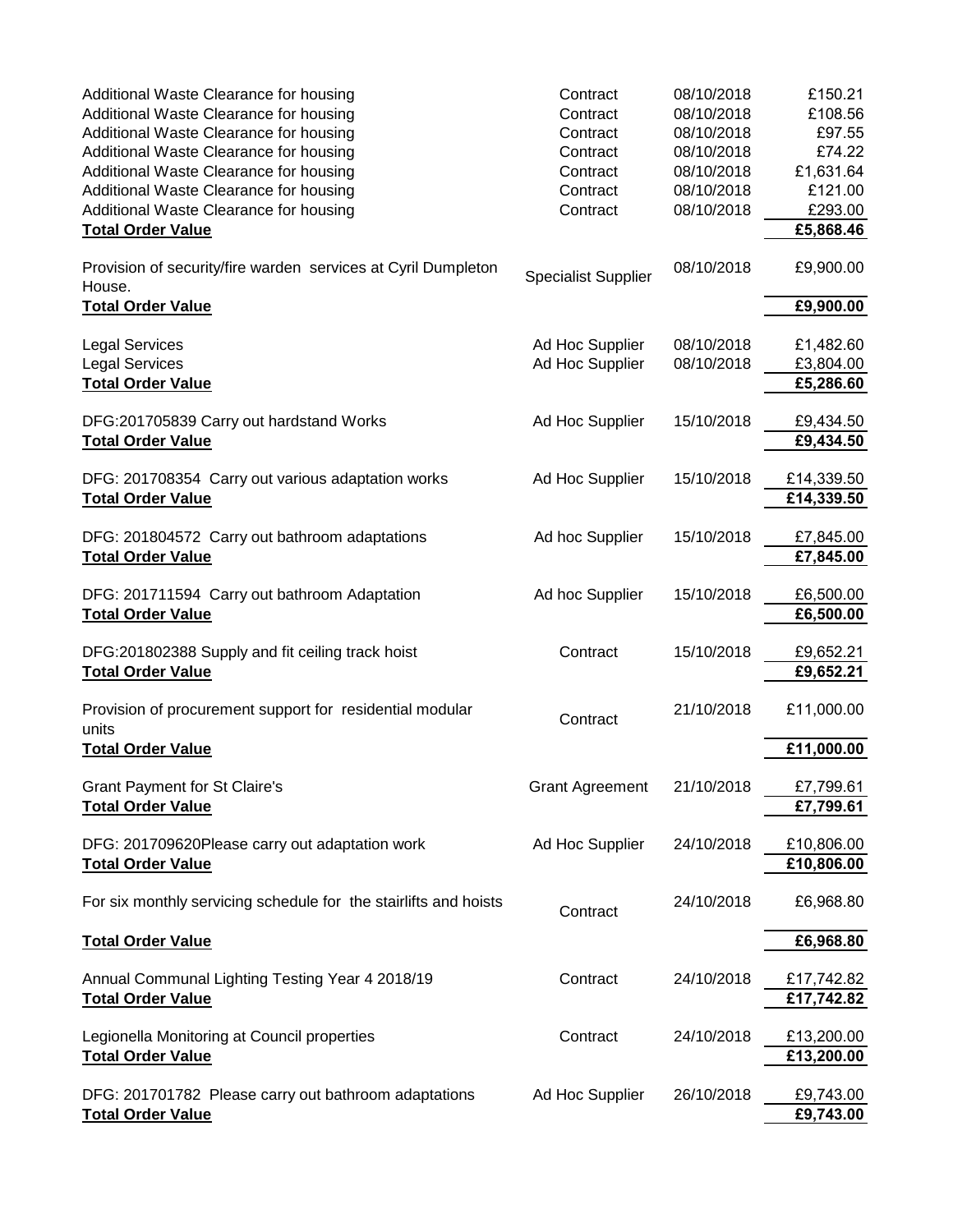| | | | |
|---|---|---|---|
| Additional Waste Clearance for housing | Contract | 08/10/2018 | £150.21 |
| Additional Waste Clearance for housing | Contract | 08/10/2018 | £108.56 |
| Additional Waste Clearance for housing | Contract | 08/10/2018 | £97.55 |
| Additional Waste Clearance for housing | Contract | 08/10/2018 | £74.22 |
| Additional Waste Clearance for housing | Contract | 08/10/2018 | £1,631.64 |
| Additional Waste Clearance for housing | Contract | 08/10/2018 | £121.00 |
| Additional Waste Clearance for housing | Contract | 08/10/2018 | £293.00 |
| **Total Order Value** | | | **£5,868.46** |
| Provision of security/fire warden services at Cyril Dumpleton House. | Specialist Supplier | 08/10/2018 | £9,900.00 |
| **Total Order Value** | | | **£9,900.00** |
| Legal Services | Ad Hoc Supplier | 08/10/2018 | £1,482.60 |
| Legal Services | Ad Hoc Supplier | 08/10/2018 | £3,804.00 |
| **Total Order Value** | | | **£5,286.60** |
| DFG:201705839 Carry out hardstand Works | Ad Hoc Supplier | 15/10/2018 | £9,434.50 |
| **Total Order Value** | | | **£9,434.50** |
| DFG: 201708354 Carry out various adaptation works | Ad Hoc Supplier | 15/10/2018 | £14,339.50 |
| **Total Order Value** | | | **£14,339.50** |
| DFG: 201804572 Carry out bathroom adaptations | Ad hoc Supplier | 15/10/2018 | £7,845.00 |
| **Total Order Value** | | | **£7,845.00** |
| DFG: 201711594 Carry out bathroom Adaptation | Ad hoc Supplier | 15/10/2018 | £6,500.00 |
| **Total Order Value** | | | **£6,500.00** |
| DFG:201802388 Supply and fit ceiling track hoist | Contract | 15/10/2018 | £9,652.21 |
| **Total Order Value** | | | **£9,652.21** |
| Provision of procurement support for residential modular units | Contract | 21/10/2018 | £11,000.00 |
| **Total Order Value** | | | **£11,000.00** |
| Grant Payment for St Claire's | Grant Agreement | 21/10/2018 | £7,799.61 |
| **Total Order Value** | | | **£7,799.61** |
| DFG: 201709620Please carry out adaptation work | Ad Hoc Supplier | 24/10/2018 | £10,806.00 |
| **Total Order Value** | | | **£10,806.00** |
| For six monthly servicing schedule for the stairlifts and hoists | Contract | 24/10/2018 | £6,968.80 |
| **Total Order Value** | | | **£6,968.80** |
| Annual Communal Lighting Testing Year 4 2018/19 | Contract | 24/10/2018 | £17,742.82 |
| **Total Order Value** | | | **£17,742.82** |
| Legionella Monitoring at Council properties | Contract | 24/10/2018 | £13,200.00 |
| **Total Order Value** | | | **£13,200.00** |
| DFG: 201701782 Please carry out bathroom adaptations | Ad Hoc Supplier | 26/10/2018 | £9,743.00 |
| **Total Order Value** | | | **£9,743.00** |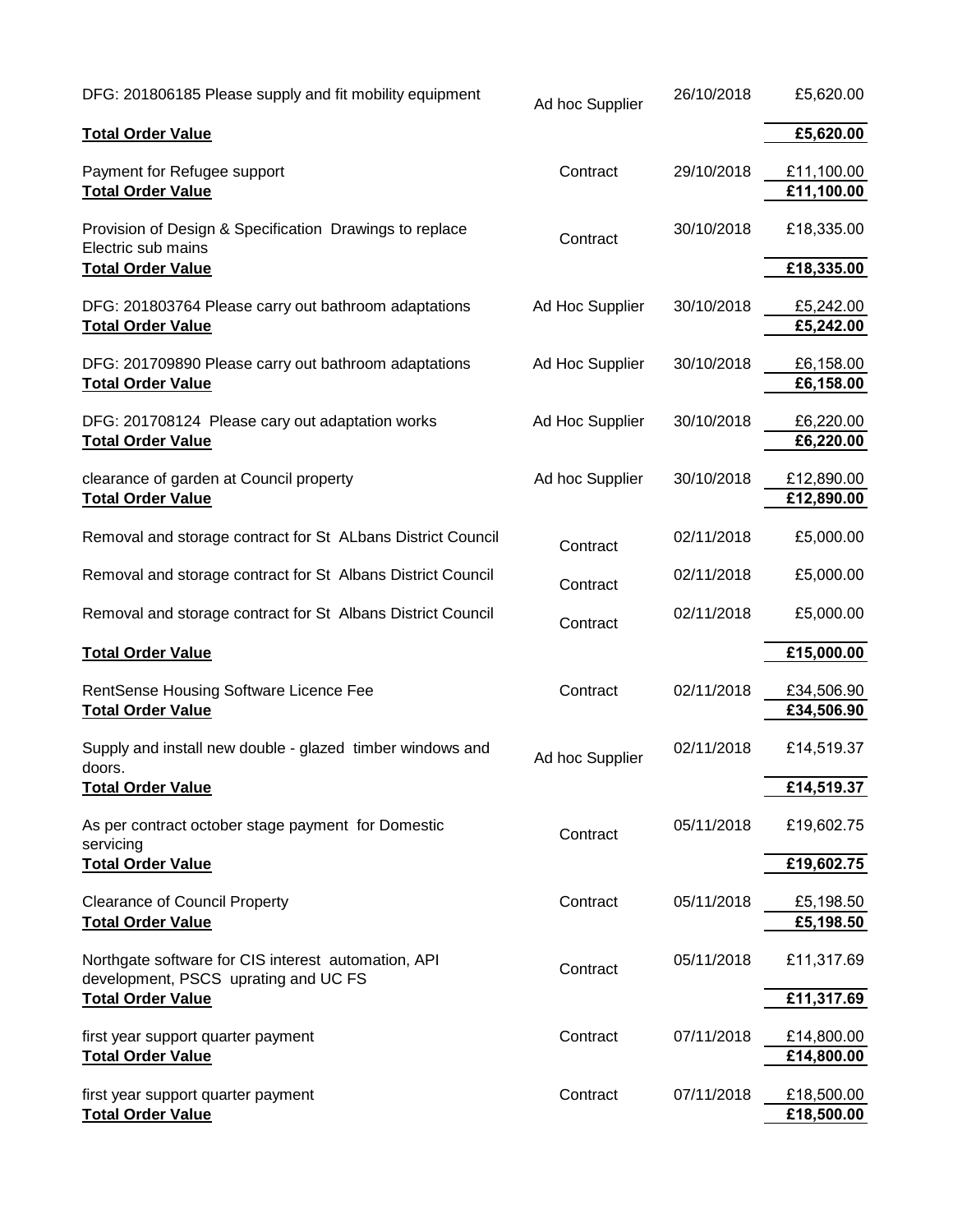| | | | |
|---|---|---|---|
| DFG: 201806185 Please supply and fit mobility equipment | Ad hoc Supplier | 26/10/2018 | £5,620.00 |
| **Total Order Value** | | | **£5,620.00** |
| Payment for Refugee support | Contract | 29/10/2018 | £11,100.00 |
| **Total Order Value** | | | **£11,100.00** |
| Provision of Design & Specification Drawings to replace Electric sub mains | Contract | 30/10/2018 | £18,335.00 |
| **Total Order Value** | | | **£18,335.00** |
| DFG: 201803764 Please carry out bathroom adaptations | Ad Hoc Supplier | 30/10/2018 | £5,242.00 |
| **Total Order Value** | | | **£5,242.00** |
| DFG: 201709890 Please carry out bathroom adaptations | Ad Hoc Supplier | 30/10/2018 | £6,158.00 |
| **Total Order Value** | | | **£6,158.00** |
| DFG: 201708124 Please cary out adaptation works | Ad Hoc Supplier | 30/10/2018 | £6,220.00 |
| **Total Order Value** | | | **£6,220.00** |
| clearance of garden at Council property | Ad hoc Supplier | 30/10/2018 | £12,890.00 |
| **Total Order Value** | | | **£12,890.00** |
| Removal and storage contract for St ALbans District Council | Contract | 02/11/2018 | £5,000.00 |
| Removal and storage contract for St Albans District Council | Contract | 02/11/2018 | £5,000.00 |
| Removal and storage contract for St Albans District Council | Contract | 02/11/2018 | £5,000.00 |
| **Total Order Value** | | | **£15,000.00** |
| RentSense Housing Software Licence Fee | Contract | 02/11/2018 | £34,506.90 |
| **Total Order Value** | | | **£34,506.90** |
| Supply and install new double - glazed timber windows and doors. | Ad hoc Supplier | 02/11/2018 | £14,519.37 |
| **Total Order Value** | | | **£14,519.37** |
| As per contract october stage payment for Domestic servicing | Contract | 05/11/2018 | £19,602.75 |
| **Total Order Value** | | | **£19,602.75** |
| Clearance of Council Property | Contract | 05/11/2018 | £5,198.50 |
| **Total Order Value** | | | **£5,198.50** |
| Northgate software for CIS interest automation, API development, PSCS uprating and UC FS | Contract | 05/11/2018 | £11,317.69 |
| **Total Order Value** | | | **£11,317.69** |
| first year support quarter payment | Contract | 07/11/2018 | £14,800.00 |
| **Total Order Value** | | | **£14,800.00** |
| first year support quarter payment | Contract | 07/11/2018 | £18,500.00 |
| **Total Order Value** | | | **£18,500.00** |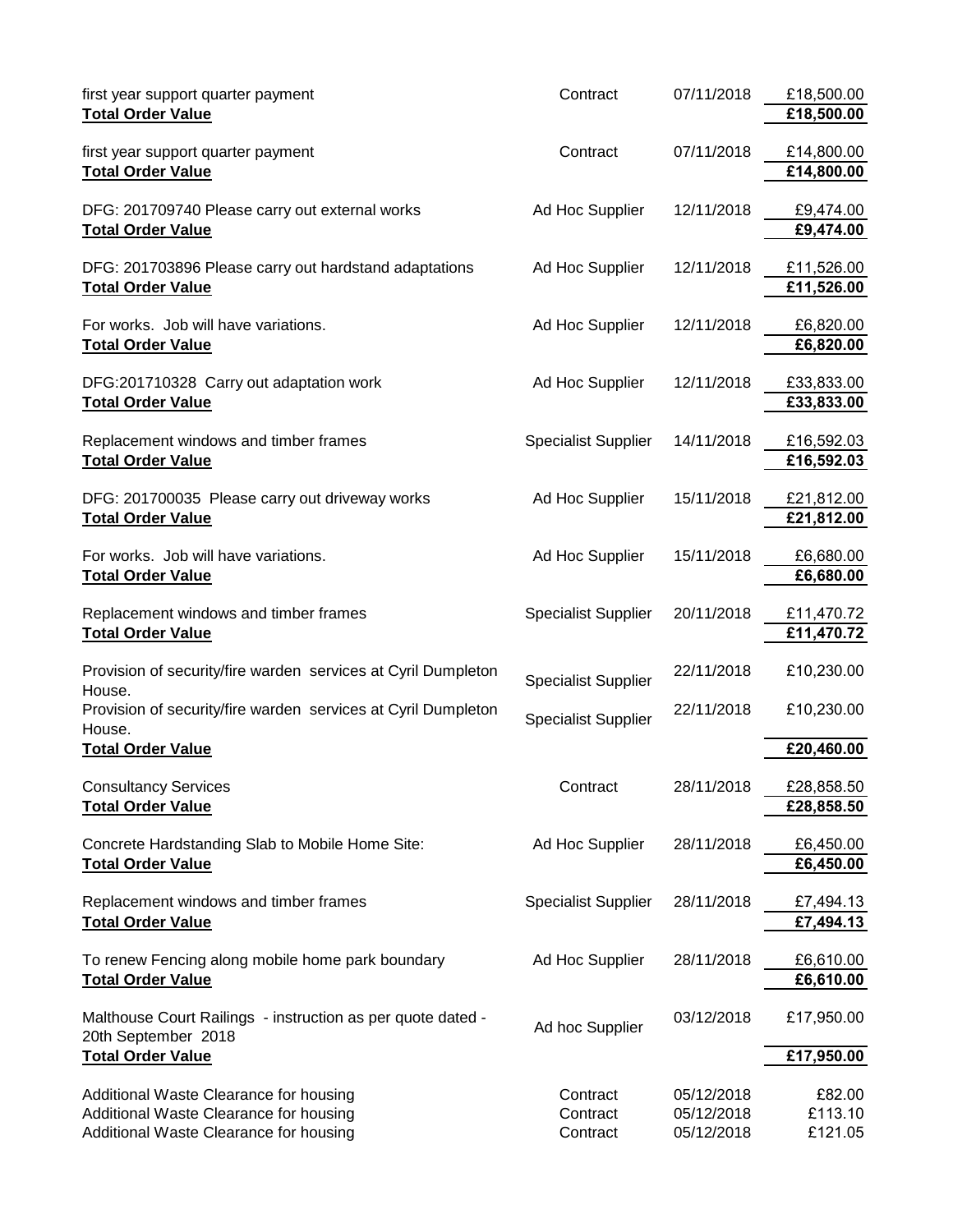| Description | Supplier Type | Date | Value |
|---|---|---|---|
| first year support quarter payment | Contract | 07/11/2018 | £18,500.00 |
| **Total Order Value** | | | **£18,500.00** |
| first year support quarter payment | Contract | 07/11/2018 | £14,800.00 |
| **Total Order Value** | | | **£14,800.00** |
| DFG: 201709740 Please carry out external works | Ad Hoc Supplier | 12/11/2018 | £9,474.00 |
| **Total Order Value** | | | **£9,474.00** |
| DFG: 201703896 Please carry out hardstand adaptations | Ad Hoc Supplier | 12/11/2018 | £11,526.00 |
| **Total Order Value** | | | **£11,526.00** |
| For works. Job will have variations. | Ad Hoc Supplier | 12/11/2018 | £6,820.00 |
| **Total Order Value** | | | **£6,820.00** |
| DFG:201710328 Carry out adaptation work | Ad Hoc Supplier | 12/11/2018 | £33,833.00 |
| **Total Order Value** | | | **£33,833.00** |
| Replacement windows and timber frames | Specialist Supplier | 14/11/2018 | £16,592.03 |
| **Total Order Value** | | | **£16,592.03** |
| DFG: 201700035 Please carry out driveway works | Ad Hoc Supplier | 15/11/2018 | £21,812.00 |
| **Total Order Value** | | | **£21,812.00** |
| For works. Job will have variations. | Ad Hoc Supplier | 15/11/2018 | £6,680.00 |
| **Total Order Value** | | | **£6,680.00** |
| Replacement windows and timber frames | Specialist Supplier | 20/11/2018 | £11,470.72 |
| **Total Order Value** | | | **£11,470.72** |
| Provision of security/fire warden services at Cyril Dumpleton House. | Specialist Supplier | 22/11/2018 | £10,230.00 |
| Provision of security/fire warden services at Cyril Dumpleton House. | Specialist Supplier | 22/11/2018 | £10,230.00 |
| **Total Order Value** | | | **£20,460.00** |
| Consultancy Services | Contract | 28/11/2018 | £28,858.50 |
| **Total Order Value** | | | **£28,858.50** |
| Concrete Hardstanding Slab to Mobile Home Site: | Ad Hoc Supplier | 28/11/2018 | £6,450.00 |
| **Total Order Value** | | | **£6,450.00** |
| Replacement windows and timber frames | Specialist Supplier | 28/11/2018 | £7,494.13 |
| **Total Order Value** | | | **£7,494.13** |
| To renew Fencing along mobile home park boundary | Ad Hoc Supplier | 28/11/2018 | £6,610.00 |
| **Total Order Value** | | | **£6,610.00** |
| Malthouse Court Railings - instruction as per quote dated - 20th September 2018 | Ad hoc Supplier | 03/12/2018 | £17,950.00 |
| **Total Order Value** | | | **£17,950.00** |
| Additional Waste Clearance for housing | Contract | 05/12/2018 | £82.00 |
| Additional Waste Clearance for housing | Contract | 05/12/2018 | £113.10 |
| Additional Waste Clearance for housing | Contract | 05/12/2018 | £121.05 |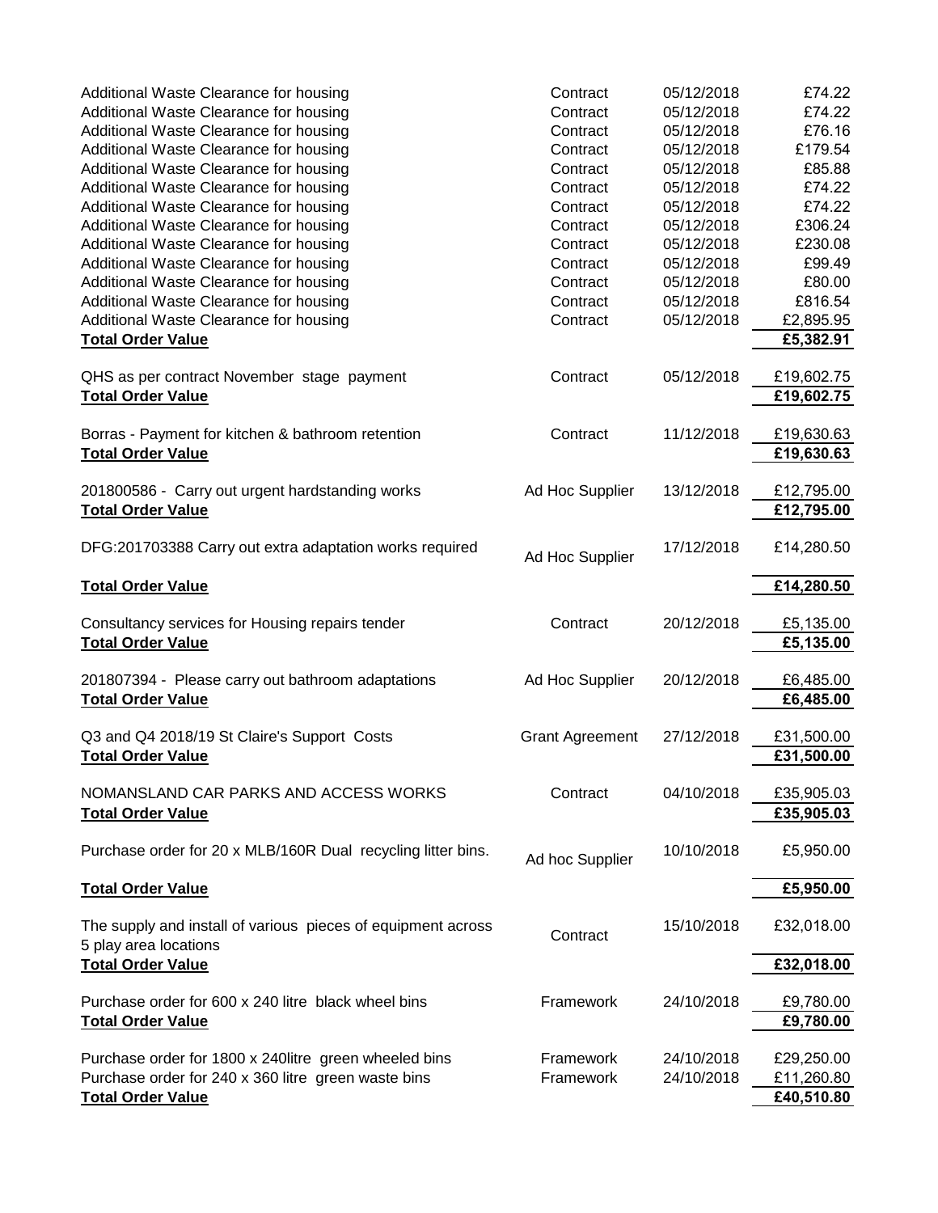| | | | |
|---|---|---|---|
| Additional Waste Clearance for housing | Contract | 05/12/2018 | £74.22 |
| Additional Waste Clearance for housing | Contract | 05/12/2018 | £74.22 |
| Additional Waste Clearance for housing | Contract | 05/12/2018 | £76.16 |
| Additional Waste Clearance for housing | Contract | 05/12/2018 | £179.54 |
| Additional Waste Clearance for housing | Contract | 05/12/2018 | £85.88 |
| Additional Waste Clearance for housing | Contract | 05/12/2018 | £74.22 |
| Additional Waste Clearance for housing | Contract | 05/12/2018 | £74.22 |
| Additional Waste Clearance for housing | Contract | 05/12/2018 | £306.24 |
| Additional Waste Clearance for housing | Contract | 05/12/2018 | £230.08 |
| Additional Waste Clearance for housing | Contract | 05/12/2018 | £99.49 |
| Additional Waste Clearance for housing | Contract | 05/12/2018 | £80.00 |
| Additional Waste Clearance for housing | Contract | 05/12/2018 | £816.54 |
| Additional Waste Clearance for housing | Contract | 05/12/2018 | £2,895.95 |
| **Total Order Value** | | | **£5,382.91** |
| QHS as per contract November stage payment | Contract | 05/12/2018 | £19,602.75 |
| **Total Order Value** | | | **£19,602.75** |
| Borras - Payment for kitchen & bathroom retention | Contract | 11/12/2018 | £19,630.63 |
| **Total Order Value** | | | **£19,630.63** |
| 201800586 - Carry out urgent hardstanding works | Ad Hoc Supplier | 13/12/2018 | £12,795.00 |
| **Total Order Value** | | | **£12,795.00** |
| DFG:201703388 Carry out extra adaptation works required | Ad Hoc Supplier | 17/12/2018 | £14,280.50 |
| **Total Order Value** | | | **£14,280.50** |
| Consultancy services for Housing repairs tender | Contract | 20/12/2018 | £5,135.00 |
| **Total Order Value** | | | **£5,135.00** |
| 201807394 - Please carry out bathroom adaptations | Ad Hoc Supplier | 20/12/2018 | £6,485.00 |
| **Total Order Value** | | | **£6,485.00** |
| Q3 and Q4 2018/19 St Claire's Support Costs | Grant Agreement | 27/12/2018 | £31,500.00 |
| **Total Order Value** | | | **£31,500.00** |
| NOMANSLAND CAR PARKS AND ACCESS WORKS | Contract | 04/10/2018 | £35,905.03 |
| **Total Order Value** | | | **£35,905.03** |
| Purchase order for 20 x MLB/160R Dual recycling litter bins. | Ad hoc Supplier | 10/10/2018 | £5,950.00 |
| **Total Order Value** | | | **£5,950.00** |
| The supply and install of various pieces of equipment across 5 play area locations | Contract | 15/10/2018 | £32,018.00 |
| **Total Order Value** | | | **£32,018.00** |
| Purchase order for 600 x 240 litre black wheel bins | Framework | 24/10/2018 | £9,780.00 |
| **Total Order Value** | | | **£9,780.00** |
| Purchase order for 1800 x 240litre green wheeled bins | Framework | 24/10/2018 | £29,250.00 |
| Purchase order for 240 x 360 litre green waste bins | Framework | 24/10/2018 | £11,260.80 |
| **Total Order Value** | | | **£40,510.80** |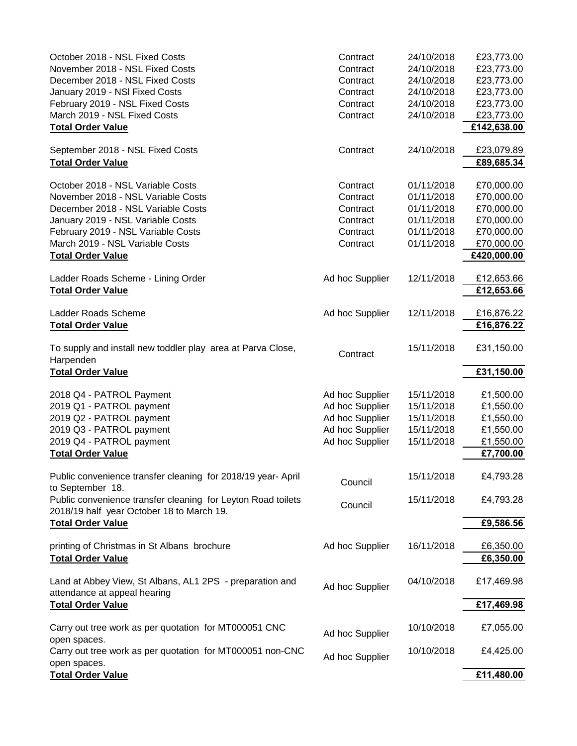| | | | |
|---|---|---|---|
| October 2018 - NSL Fixed Costs | Contract | 24/10/2018 | £23,773.00 |
| November 2018 - NSL Fixed Costs | Contract | 24/10/2018 | £23,773.00 |
| December 2018 - NSL Fixed Costs | Contract | 24/10/2018 | £23,773.00 |
| January 2019 - NSl Fixed Costs | Contract | 24/10/2018 | £23,773.00 |
| February 2019 - NSL Fixed Costs | Contract | 24/10/2018 | £23,773.00 |
| March 2019 - NSL Fixed Costs | Contract | 24/10/2018 | £23,773.00 |
| **Total Order Value** | | | **£142,638.00** |
| | | | |
| September 2018 - NSL Fixed Costs | Contract | 24/10/2018 | £23,079.89 |
| **Total Order Value** | | | **£89,685.34** |
| | | | |
| October 2018 - NSL Variable Costs | Contract | 01/11/2018 | £70,000.00 |
| November 2018 - NSL Variable Costs | Contract | 01/11/2018 | £70,000.00 |
| December 2018 - NSL Variable Costs | Contract | 01/11/2018 | £70,000.00 |
| January 2019 - NSL Variable Costs | Contract | 01/11/2018 | £70,000.00 |
| February 2019 - NSL Variable Costs | Contract | 01/11/2018 | £70,000.00 |
| March 2019 - NSL Variable Costs | Contract | 01/11/2018 | £70,000.00 |
| **Total Order Value** | | | **£420,000.00** |
| | | | |
| Ladder Roads Scheme - Lining Order | Ad hoc Supplier | 12/11/2018 | £12,653.66 |
| **Total Order Value** | | | **£12,653.66** |
| | | | |
| Ladder Roads Scheme | Ad hoc Supplier | 12/11/2018 | £16,876.22 |
| **Total Order Value** | | | **£16,876.22** |
| | | | |
| To supply and install new toddler play area at Parva Close, Harpenden | Contract | 15/11/2018 | £31,150.00 |
| **Total Order Value** | | | **£31,150.00** |
| | | | |
| 2018 Q4 - PATROL Payment | Ad hoc Supplier | 15/11/2018 | £1,500.00 |
| 2019 Q1 - PATROL payment | Ad hoc Supplier | 15/11/2018 | £1,550.00 |
| 2019 Q2 - PATROL payment | Ad hoc Supplier | 15/11/2018 | £1,550.00 |
| 2019 Q3 - PATROL payment | Ad hoc Supplier | 15/11/2018 | £1,550.00 |
| 2019 Q4 - PATROL payment | Ad hoc Supplier | 15/11/2018 | £1,550.00 |
| **Total Order Value** | | | **£7,700.00** |
| | | | |
| Public convenience transfer cleaning for 2018/19 year- April to September 18. | Council | 15/11/2018 | £4,793.28 |
| Public convenience transfer cleaning for Leyton Road toilets 2018/19 half year October 18 to March 19. | Council | 15/11/2018 | £4,793.28 |
| **Total Order Value** | | | **£9,586.56** |
| | | | |
| printing of Christmas in St Albans brochure | Ad hoc Supplier | 16/11/2018 | £6,350.00 |
| **Total Order Value** | | | **£6,350.00** |
| | | | |
| Land at Abbey View, St Albans, AL1 2PS - preparation and attendance at appeal hearing | Ad hoc Supplier | 04/10/2018 | £17,469.98 |
| **Total Order Value** | | | **£17,469.98** |
| | | | |
| Carry out tree work as per quotation for MT000051 CNC open spaces. | Ad hoc Supplier | 10/10/2018 | £7,055.00 |
| Carry out tree work as per quotation for MT000051 non-CNC open spaces. | Ad hoc Supplier | 10/10/2018 | £4,425.00 |
| **Total Order Value** | | | **£11,480.00** |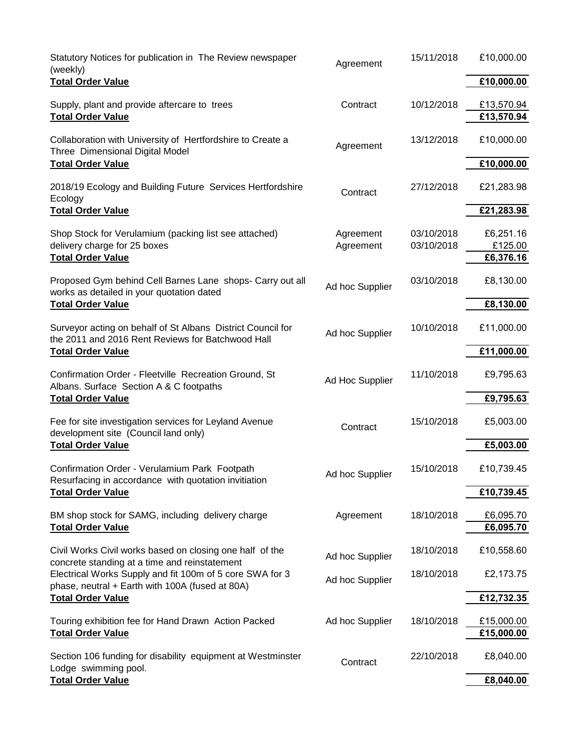| Description | Type | Date | Value |
|---|---|---|---|
| Statutory Notices for publication in The Review newspaper (weekly) | Agreement | 15/11/2018 | £10,000.00 |
| **Total Order Value** | | | **£10,000.00** |
| Supply, plant and provide aftercare to trees | Contract | 10/12/2018 | £13,570.94 |
| **Total Order Value** | | | **£13,570.94** |
| Collaboration with University of Hertfordshire to Create a Three Dimensional Digital Model | Agreement | 13/12/2018 | £10,000.00 |
| **Total Order Value** | | | **£10,000.00** |
| 2018/19 Ecology and Building Future Services Hertfordshire Ecology | Contract | 27/12/2018 | £21,283.98 |
| **Total Order Value** | | | **£21,283.98** |
| Shop Stock for Verulamium (packing list see attached) | Agreement | 03/10/2018 | £6,251.16 |
| delivery charge for 25 boxes | Agreement | 03/10/2018 | £125.00 |
| **Total Order Value** | | | **£6,376.16** |
| Proposed Gym behind Cell Barnes Lane shops- Carry out all works as detailed in your quotation dated | Ad hoc Supplier | 03/10/2018 | £8,130.00 |
| **Total Order Value** | | | **£8,130.00** |
| Surveyor acting on behalf of St Albans District Council for the 2011 and 2016 Rent Reviews for Batchwood Hall | Ad hoc Supplier | 10/10/2018 | £11,000.00 |
| **Total Order Value** | | | **£11,000.00** |
| Confirmation Order - Fleetville Recreation Ground, St Albans. Surface Section A & C footpaths | Ad Hoc Supplier | 11/10/2018 | £9,795.63 |
| **Total Order Value** | | | **£9,795.63** |
| Fee for site investigation services for Leyland Avenue development site (Council land only) | Contract | 15/10/2018 | £5,003.00 |
| **Total Order Value** | | | **£5,003.00** |
| Confirmation Order - Verulamium Park Footpath Resurfacing in accordance with quotation invitiation | Ad hoc Supplier | 15/10/2018 | £10,739.45 |
| **Total Order Value** | | | **£10,739.45** |
| BM shop stock for SAMG, including delivery charge | Agreement | 18/10/2018 | £6,095.70 |
| **Total Order Value** | | | **£6,095.70** |
| Civil Works Civil works based on closing one half of the concrete standing at a time and reinstatement | Ad hoc Supplier | 18/10/2018 | £10,558.60 |
| Electrical Works Supply and fit 100m of 5 core SWA for 3 phase, neutral + Earth with 100A (fused at 80A) | Ad hoc Supplier | 18/10/2018 | £2,173.75 |
| **Total Order Value** | | | **£12,732.35** |
| Touring exhibition fee for Hand Drawn Action Packed | Ad hoc Supplier | 18/10/2018 | £15,000.00 |
| **Total Order Value** | | | **£15,000.00** |
| Section 106 funding for disability equipment at Westminster Lodge swimming pool. | Contract | 22/10/2018 | £8,040.00 |
| **Total Order Value** | | | **£8,040.00** |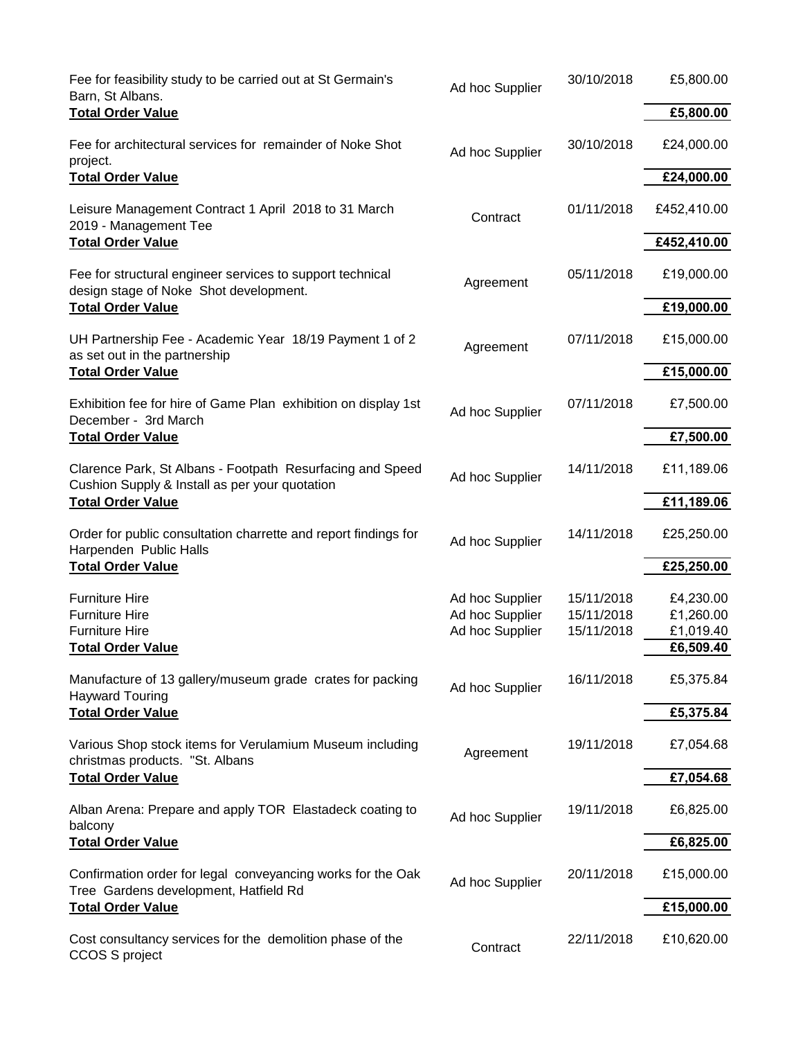| | | | |
|---|---|---|---|
| Fee for feasibility study to be carried out at St Germain's Barn, St Albans. | Ad hoc Supplier | 30/10/2018 | £5,800.00 |
| **Total Order Value** | | | **£5,800.00** |
| Fee for architectural services for remainder of Noke Shot project. | Ad hoc Supplier | 30/10/2018 | £24,000.00 |
| **Total Order Value** | | | **£24,000.00** |
| Leisure Management Contract 1 April 2018 to 31 March 2019 - Management Tee | Contract | 01/11/2018 | £452,410.00 |
| **Total Order Value** | | | **£452,410.00** |
| Fee for structural engineer services to support technical design stage of Noke Shot development. | Agreement | 05/11/2018 | £19,000.00 |
| **Total Order Value** | | | **£19,000.00** |
| UH Partnership Fee - Academic Year 18/19 Payment 1 of 2 as set out in the partnership | Agreement | 07/11/2018 | £15,000.00 |
| **Total Order Value** | | | **£15,000.00** |
| Exhibition fee for hire of Game Plan exhibition on display 1st December - 3rd March | Ad hoc Supplier | 07/11/2018 | £7,500.00 |
| **Total Order Value** | | | **£7,500.00** |
| Clarence Park, St Albans - Footpath Resurfacing and Speed Cushion Supply & Install as per your quotation | Ad hoc Supplier | 14/11/2018 | £11,189.06 |
| **Total Order Value** | | | **£11,189.06** |
| Order for public consultation charrette and report findings for Harpenden Public Halls | Ad hoc Supplier | 14/11/2018 | £25,250.00 |
| **Total Order Value** | | | **£25,250.00** |
| Furniture Hire | Ad hoc Supplier | 15/11/2018 | £4,230.00 |
| Furniture Hire | Ad hoc Supplier | 15/11/2018 | £1,260.00 |
| Furniture Hire | Ad hoc Supplier | 15/11/2018 | £1,019.40 |
| **Total Order Value** | | | **£6,509.40** |
| Manufacture of 13 gallery/museum grade crates for packing Hayward Touring | Ad hoc Supplier | 16/11/2018 | £5,375.84 |
| **Total Order Value** | | | **£5,375.84** |
| Various Shop stock items for Verulamium Museum including christmas products. "St. Albans | Agreement | 19/11/2018 | £7,054.68 |
| **Total Order Value** | | | **£7,054.68** |
| Alban Arena: Prepare and apply TOR Elastadeck coating to balcony | Ad hoc Supplier | 19/11/2018 | £6,825.00 |
| **Total Order Value** | | | **£6,825.00** |
| Confirmation order for legal conveyancing works for the Oak Tree Gardens development, Hatfield Rd | Ad hoc Supplier | 20/11/2018 | £15,000.00 |
| **Total Order Value** | | | **£15,000.00** |
| Cost consultancy services for the demolition phase of the CCOS S project | Contract | 22/11/2018 | £10,620.00 |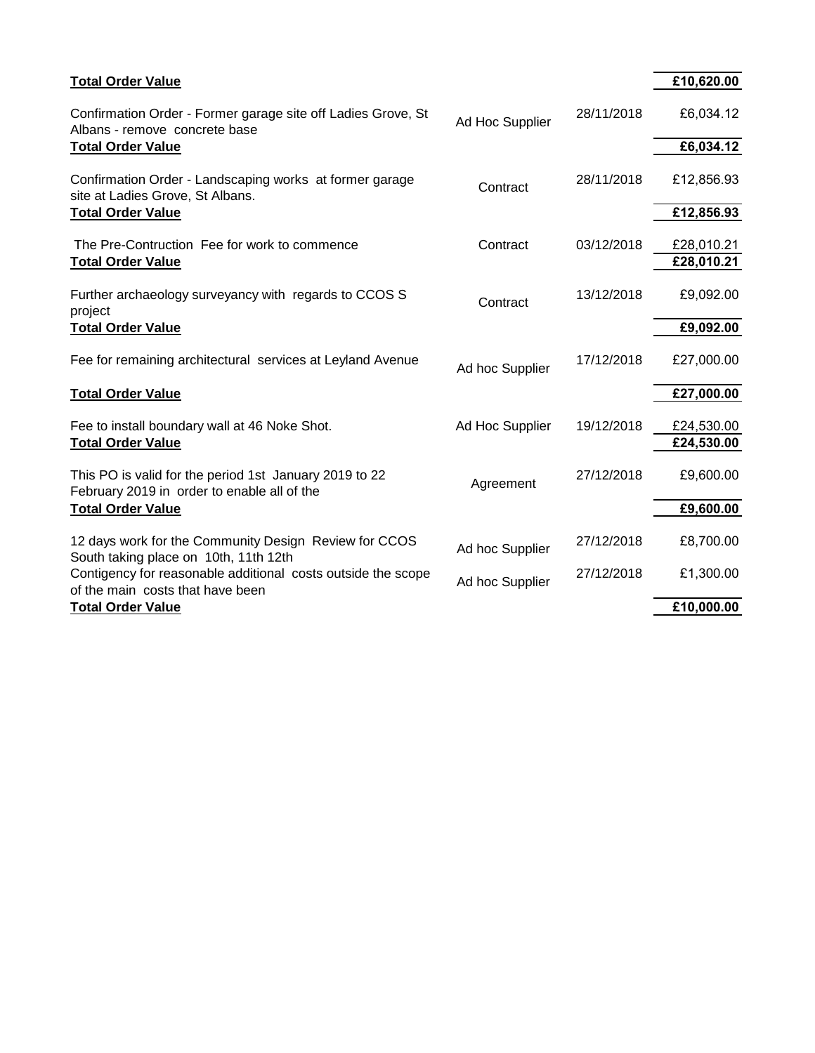| Description | Type | Date | Amount |
|---|---|---|---|
| **Total Order Value** | | | **£10,620.00** |
| Confirmation Order - Former garage site off Ladies Grove, St Albans - remove concrete base | Ad Hoc Supplier | 28/11/2018 | £6,034.12 |
| **Total Order Value** | | | **£6,034.12** |
| Confirmation Order - Landscaping works at former garage site at Ladies Grove, St Albans. | Contract | 28/11/2018 | £12,856.93 |
| **Total Order Value** | | | **£12,856.93** |
| The Pre-Contruction Fee for work to commence | Contract | 03/12/2018 | £28,010.21 |
| **Total Order Value** | | | **£28,010.21** |
| Further archaeology surveyancy with regards to CCOS S project | Contract | 13/12/2018 | £9,092.00 |
| **Total Order Value** | | | **£9,092.00** |
| Fee for remaining architectural services at Leyland Avenue | Ad hoc Supplier | 17/12/2018 | £27,000.00 |
| **Total Order Value** | | | **£27,000.00** |
| Fee to install boundary wall at 46 Noke Shot. | Ad Hoc Supplier | 19/12/2018 | £24,530.00 |
| **Total Order Value** | | | **£24,530.00** |
| This PO is valid for the period 1st January 2019 to 22 February 2019 in order to enable all of the | Agreement | 27/12/2018 | £9,600.00 |
| **Total Order Value** | | | **£9,600.00** |
| 12 days work for the Community Design Review for CCOS South taking place on 10th, 11th 12th | Ad hoc Supplier | 27/12/2018 | £8,700.00 |
| Contigency for reasonable additional costs outside the scope of the main costs that have been | Ad hoc Supplier | 27/12/2018 | £1,300.00 |
| **Total Order Value** | | | **£10,000.00** |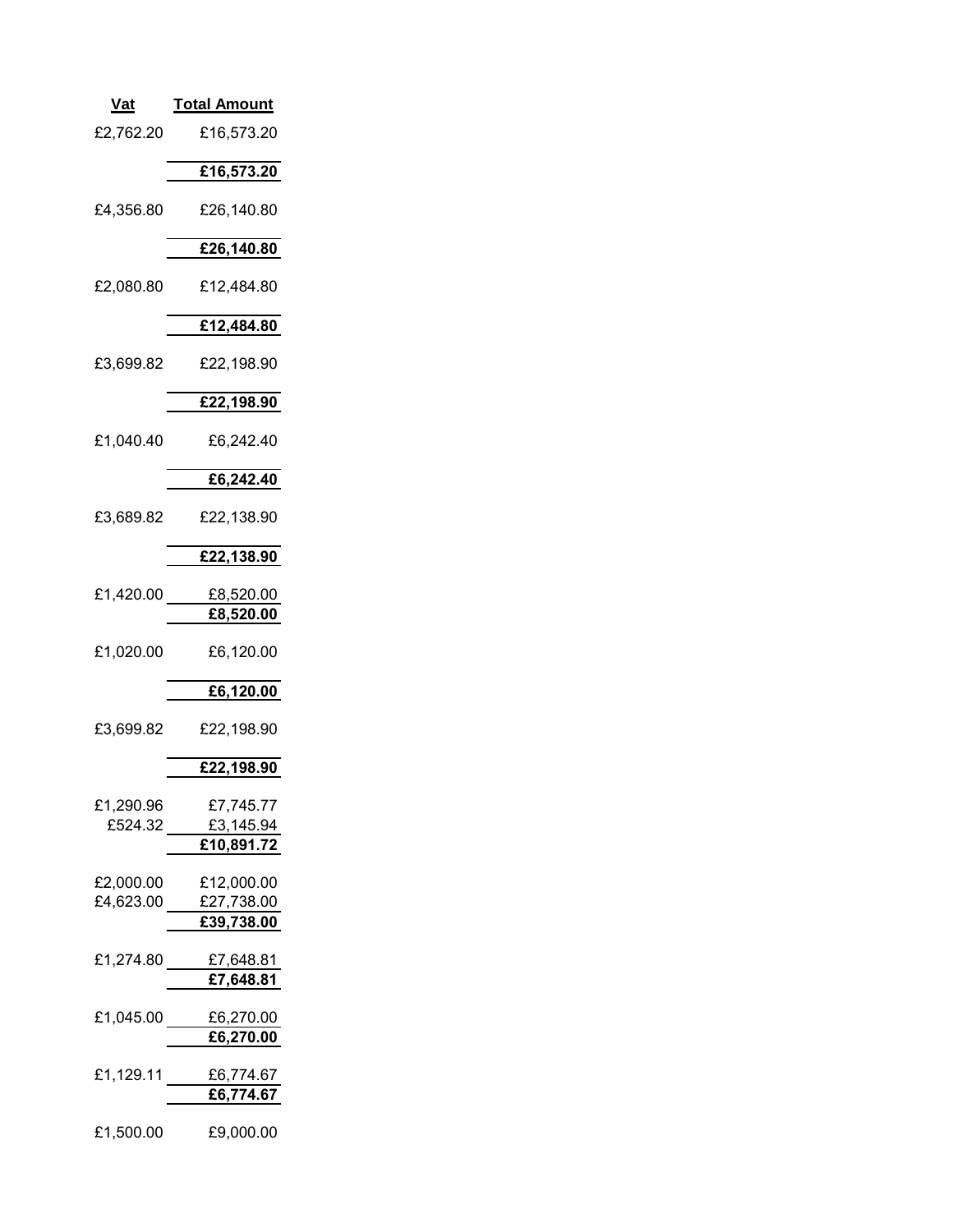| Vat | Total Amount |
|---|---|
| £2,762.20 | £16,573.20 |
| | **£16,573.20** |
| £4,356.80 | £26,140.80 |
| | **£26,140.80** |
| £2,080.80 | £12,484.80 |
| | **£12,484.80** |
| £3,699.82 | £22,198.90 |
| | **£22,198.90** |
| £1,040.40 | £6,242.40 |
| | **£6,242.40** |
| £3,689.82 | £22,138.90 |
| | **£22,138.90** |
| £1,420.00 | £8,520.00 |
| | **£8,520.00** |
| £1,020.00 | £6,120.00 |
| | **£6,120.00** |
| £3,699.82 | £22,198.90 |
| | **£22,198.90** |
| £1,290.96 | £7,745.77 |
| £524.32 | £3,145.94 |
| | **£10,891.72** |
| £2,000.00 | £12,000.00 |
| £4,623.00 | £27,738.00 |
| | **£39,738.00** |
| £1,274.80 | £7,648.81 |
| | **£7,648.81** |
| £1,045.00 | £6,270.00 |
| | **£6,270.00** |
| £1,129.11 | £6,774.67 |
| | **£6,774.67** |
| £1,500.00 | £9,000.00 |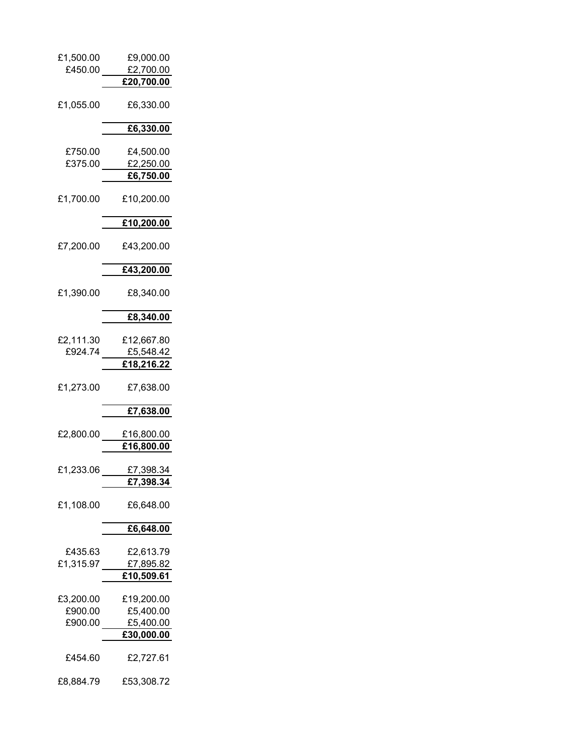| | |
|---|---|
| £1,500.00 | £9,000.00 |
| £450.00 | £2,700.00 |
| | **£20,700.00** |
| £1,055.00 | £6,330.00 |
| | **£6,330.00** |
| £750.00 | £4,500.00 |
| £375.00 | £2,250.00 |
| | **£6,750.00** |
| £1,700.00 | £10,200.00 |
| | **£10,200.00** |
| £7,200.00 | £43,200.00 |
| | **£43,200.00** |
| £1,390.00 | £8,340.00 |
| | **£8,340.00** |
| £2,111.30 | £12,667.80 |
| £924.74 | £5,548.42 |
| | **£18,216.22** |
| £1,273.00 | £7,638.00 |
| | **£7,638.00** |
| £2,800.00 | £16,800.00 |
| | **£16,800.00** |
| £1,233.06 | £7,398.34 |
| | **£7,398.34** |
| £1,108.00 | £6,648.00 |
| | **£6,648.00** |
| £435.63 | £2,613.79 |
| £1,315.97 | £7,895.82 |
| | **£10,509.61** |
| £3,200.00 | £19,200.00 |
| £900.00 | £5,400.00 |
| £900.00 | £5,400.00 |
| | **£30,000.00** |
| £454.60 | £2,727.61 |
| £8,884.79 | £53,308.72 |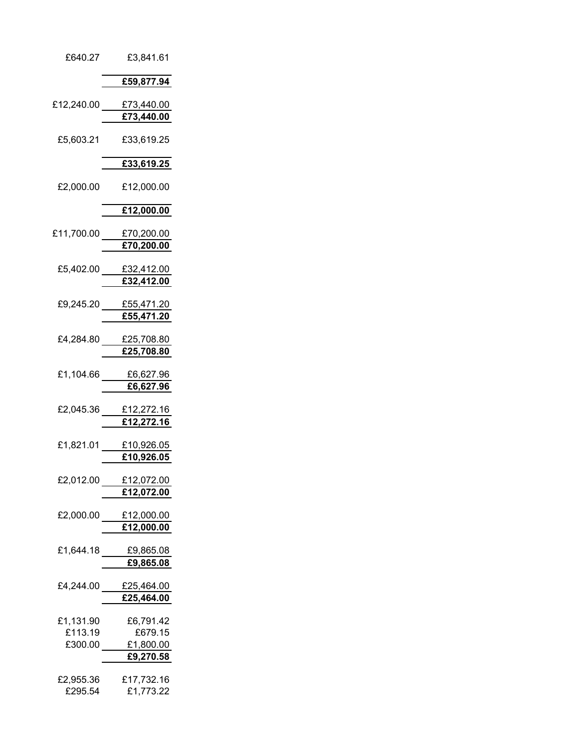| | |
|---|---|
| £640.27 | £3,841.61 |
| | **£59,877.94** |
| £12,240.00 | £73,440.00 |
| | **£73,440.00** |
| £5,603.21 | £33,619.25 |
| | **£33,619.25** |
| £2,000.00 | £12,000.00 |
| | **£12,000.00** |
| £11,700.00 | £70,200.00 |
| | **£70,200.00** |
| £5,402.00 | £32,412.00 |
| | **£32,412.00** |
| £9,245.20 | £55,471.20 |
| | **£55,471.20** |
| £4,284.80 | £25,708.80 |
| | **£25,708.80** |
| £1,104.66 | £6,627.96 |
| | **£6,627.96** |
| £2,045.36 | £12,272.16 |
| | **£12,272.16** |
| £1,821.01 | £10,926.05 |
| | **£10,926.05** |
| £2,012.00 | £12,072.00 |
| | **£12,072.00** |
| £2,000.00 | £12,000.00 |
| | **£12,000.00** |
| £1,644.18 | £9,865.08 |
| | **£9,865.08** |
| £4,244.00 | £25,464.00 |
| | **£25,464.00** |
| £1,131.90 | £6,791.42 |
| £113.19 | £679.15 |
| £300.00 | £1,800.00 |
| | **£9,270.58** |
| £2,955.36 | £17,732.16 |
| £295.54 | £1,773.22 |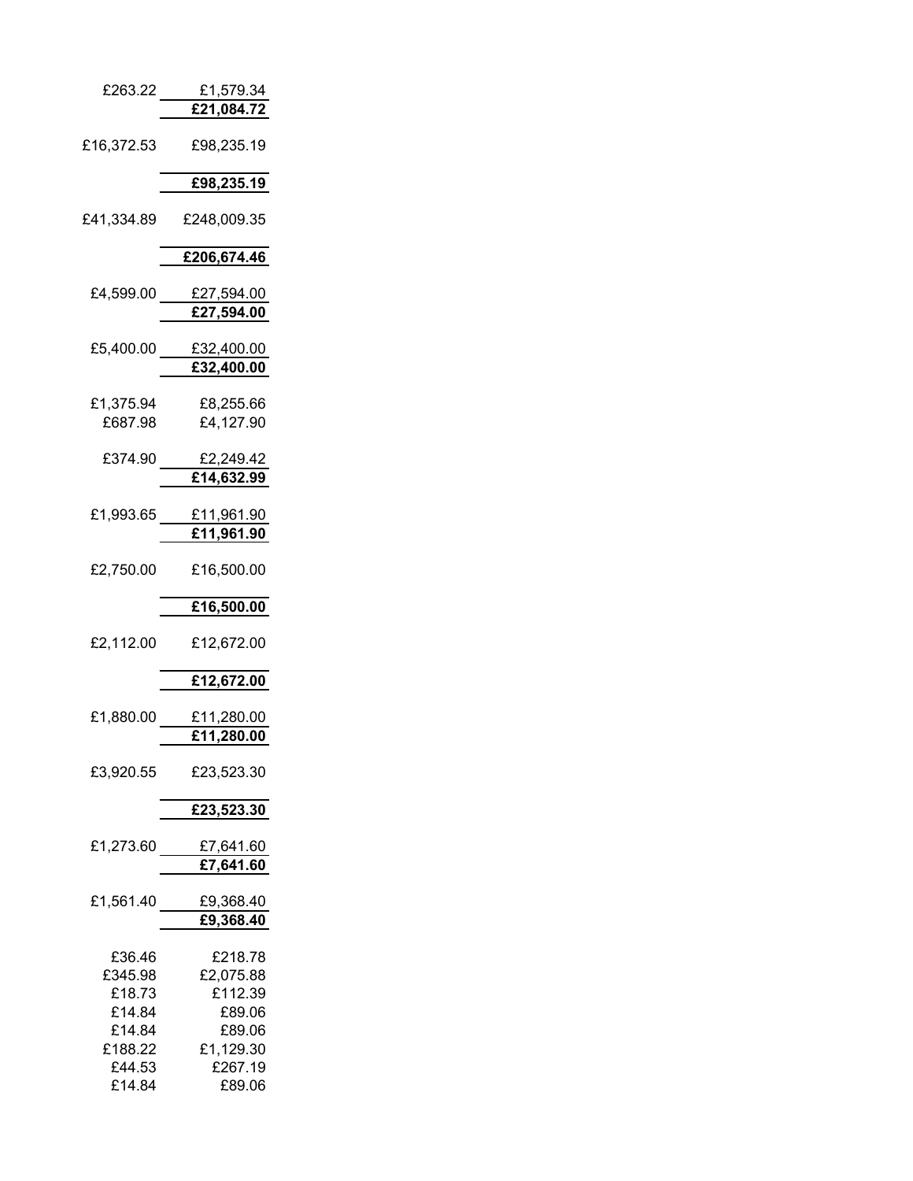| | |
|---|---|
| £263.22 | £1,579.34 |
| | **£21,084.72** |
| £16,372.53 | £98,235.19 |
| | **£98,235.19** |
| £41,334.89 | £248,009.35 |
| | **£206,674.46** |
| £4,599.00 | £27,594.00 |
| | **£27,594.00** |
| £5,400.00 | £32,400.00 |
| | **£32,400.00** |
| £1,375.94 | £8,255.66 |
| £687.98 | £4,127.90 |
| £374.90 | £2,249.42 |
| | **£14,632.99** |
| £1,993.65 | £11,961.90 |
| | **£11,961.90** |
| £2,750.00 | £16,500.00 |
| | **£16,500.00** |
| £2,112.00 | £12,672.00 |
| | **£12,672.00** |
| £1,880.00 | £11,280.00 |
| | **£11,280.00** |
| £3,920.55 | £23,523.30 |
| | **£23,523.30** |
| £1,273.60 | £7,641.60 |
| | **£7,641.60** |
| £1,561.40 | £9,368.40 |
| | **£9,368.40** |
| £36.46 | £218.78 |
| £345.98 | £2,075.88 |
| £18.73 | £112.39 |
| £14.84 | £89.06 |
| £14.84 | £89.06 |
| £188.22 | £1,129.30 |
| £44.53 | £267.19 |
| £14.84 | £89.06 |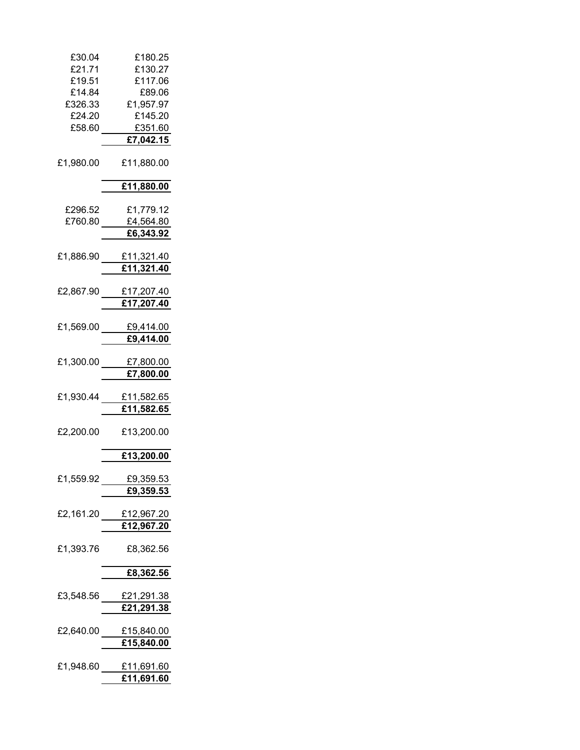| | |
|---|---|
| £30.04 | £180.25 |
| £21.71 | £130.27 |
| £19.51 | £117.06 |
| £14.84 | £89.06 |
| £326.33 | £1,957.97 |
| £24.20 | £145.20 |
| £58.60 | £351.60 |
| | **£7,042.15** |
| £1,980.00 | £11,880.00 |
| | **£11,880.00** |
| £296.52 | £1,779.12 |
| £760.80 | £4,564.80 |
| | **£6,343.92** |
| £1,886.90 | £11,321.40 |
| | **£11,321.40** |
| £2,867.90 | £17,207.40 |
| | **£17,207.40** |
| £1,569.00 | £9,414.00 |
| | **£9,414.00** |
| £1,300.00 | £7,800.00 |
| | **£7,800.00** |
| £1,930.44 | £11,582.65 |
| | **£11,582.65** |
| £2,200.00 | £13,200.00 |
| | **£13,200.00** |
| £1,559.92 | £9,359.53 |
| | **£9,359.53** |
| £2,161.20 | £12,967.20 |
| | **£12,967.20** |
| £1,393.76 | £8,362.56 |
| | **£8,362.56** |
| £3,548.56 | £21,291.38 |
| | **£21,291.38** |
| £2,640.00 | £15,840.00 |
| | **£15,840.00** |
| £1,948.60 | £11,691.60 |
| | **£11,691.60** |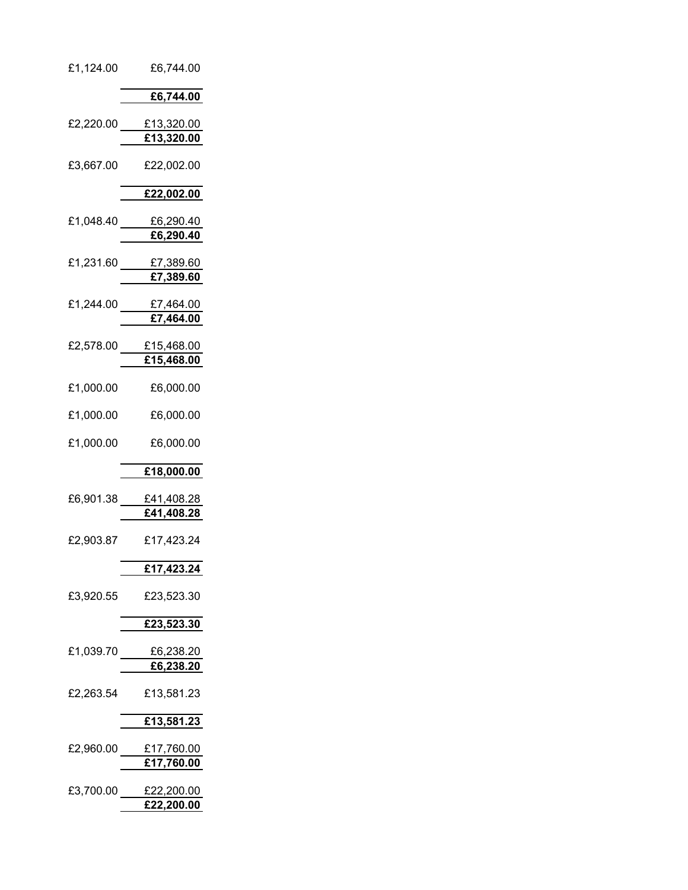| | |
|---|---|
| £1,124.00 | £6,744.00 |
| | **£6,744.00** |
| £2,220.00 | £13,320.00 |
| | **£13,320.00** |
| £3,667.00 | £22,002.00 |
| | **£22,002.00** |
| £1,048.40 | £6,290.40 |
| | **£6,290.40** |
| £1,231.60 | £7,389.60 |
| | **£7,389.60** |
| £1,244.00 | £7,464.00 |
| | **£7,464.00** |
| £2,578.00 | £15,468.00 |
| | **£15,468.00** |
| £1,000.00 | £6,000.00 |
| £1,000.00 | £6,000.00 |
| £1,000.00 | £6,000.00 |
| | **£18,000.00** |
| £6,901.38 | £41,408.28 |
| | **£41,408.28** |
| £2,903.87 | £17,423.24 |
| | **£17,423.24** |
| £3,920.55 | £23,523.30 |
| | **£23,523.30** |
| £1,039.70 | £6,238.20 |
| | **£6,238.20** |
| £2,263.54 | £13,581.23 |
| | **£13,581.23** |
| £2,960.00 | £17,760.00 |
| | **£17,760.00** |
| £3,700.00 | £22,200.00 |
| | **£22,200.00** |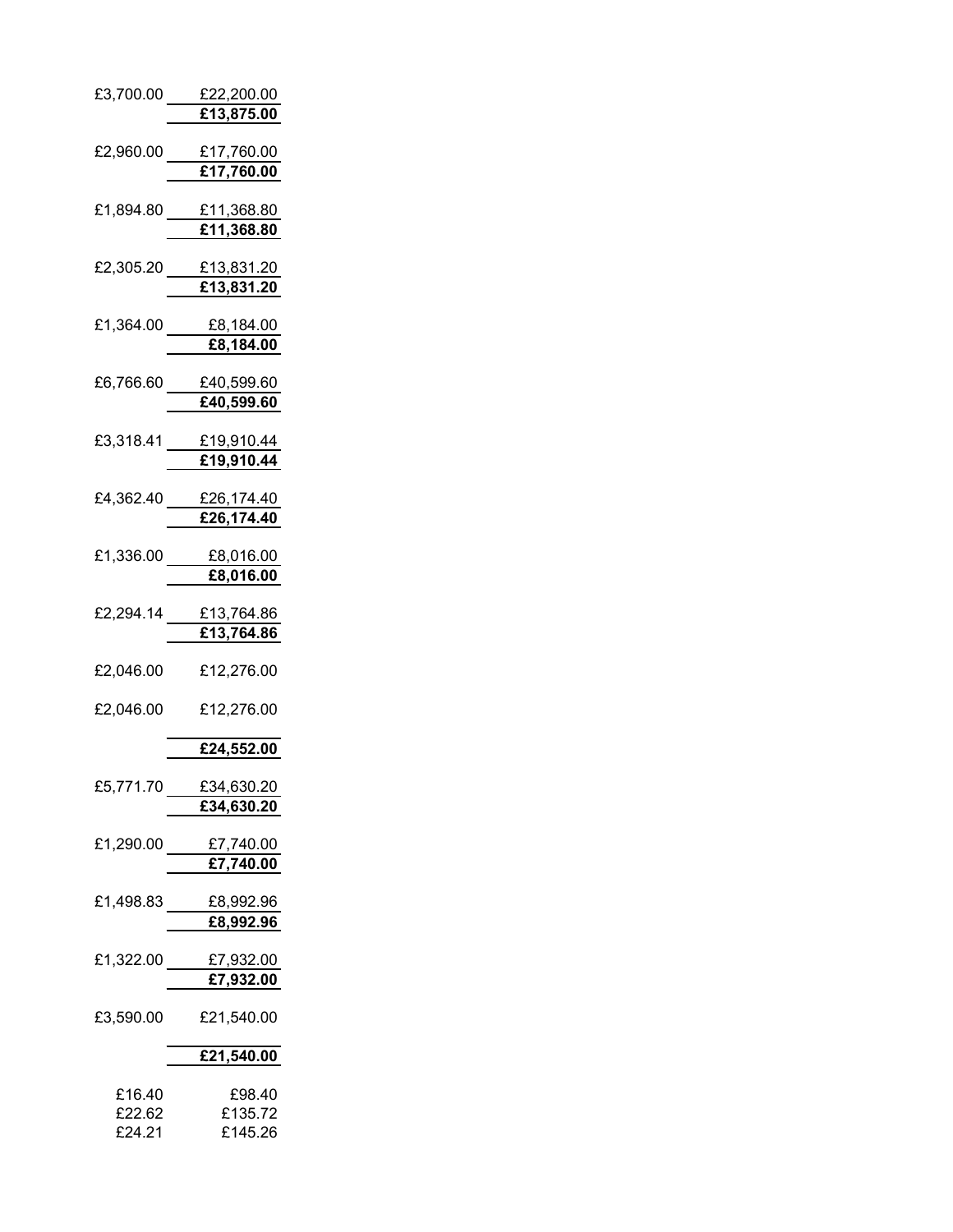| | |
|---|---|
| £3,700.00 | £22,200.00 |
| | **£13,875.00** |
| £2,960.00 | £17,760.00 |
| | **£17,760.00** |
| £1,894.80 | £11,368.80 |
| | **£11,368.80** |
| £2,305.20 | £13,831.20 |
| | **£13,831.20** |
| £1,364.00 | £8,184.00 |
| | **£8,184.00** |
| £6,766.60 | £40,599.60 |
| | **£40,599.60** |
| £3,318.41 | £19,910.44 |
| | **£19,910.44** |
| £4,362.40 | £26,174.40 |
| | **£26,174.40** |
| £1,336.00 | £8,016.00 |
| | **£8,016.00** |
| £2,294.14 | £13,764.86 |
| | **£13,764.86** |
| £2,046.00 | £12,276.00 |
| £2,046.00 | £12,276.00 |
| | **£24,552.00** |
| £5,771.70 | £34,630.20 |
| | **£34,630.20** |
| £1,290.00 | £7,740.00 |
| | **£7,740.00** |
| £1,498.83 | £8,992.96 |
| | **£8,992.96** |
| £1,322.00 | £7,932.00 |
| | **£7,932.00** |
| £3,590.00 | £21,540.00 |
| | **£21,540.00** |
| £16.40 | £98.40 |
| £22.62 | £135.72 |
| £24.21 | £145.26 |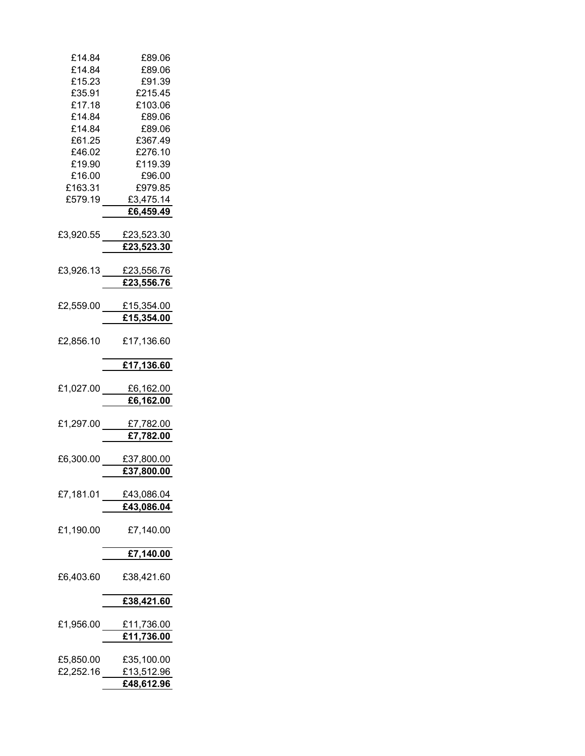| | |
|---|---|
| £14.84 | £89.06 |
| £14.84 | £89.06 |
| £15.23 | £91.39 |
| £35.91 | £215.45 |
| £17.18 | £103.06 |
| £14.84 | £89.06 |
| £14.84 | £89.06 |
| £61.25 | £367.49 |
| £46.02 | £276.10 |
| £19.90 | £119.39 |
| £16.00 | £96.00 |
| £163.31 | £979.85 |
| £579.19 | £3,475.14 |
| | **£6,459.49** |
| | |
| £3,920.55 | £23,523.30 |
| | **£23,523.30** |
| | |
| £3,926.13 | £23,556.76 |
| | **£23,556.76** |
| | |
| £2,559.00 | £15,354.00 |
| | **£15,354.00** |
| | |
| £2,856.10 | £17,136.60 |
| | **£17,136.60** |
| | |
| £1,027.00 | £6,162.00 |
| | **£6,162.00** |
| | |
| £1,297.00 | £7,782.00 |
| | **£7,782.00** |
| | |
| £6,300.00 | £37,800.00 |
| | **£37,800.00** |
| | |
| £7,181.01 | £43,086.04 |
| | **£43,086.04** |
| | |
| £1,190.00 | £7,140.00 |
| | **£7,140.00** |
| | |
| £6,403.60 | £38,421.60 |
| | **£38,421.60** |
| | |
| £1,956.00 | £11,736.00 |
| | **£11,736.00** |
| | |
| £5,850.00 | £35,100.00 |
| £2,252.16 | £13,512.96 |
| | **£48,612.96** |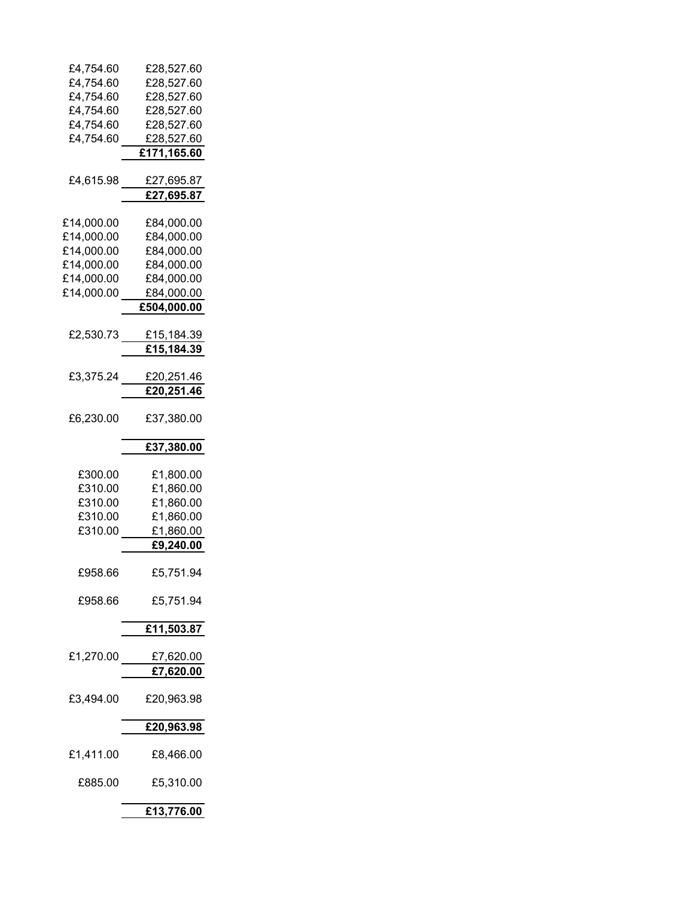| | |
|---|---|
| £4,754.60 | £28,527.60 |
| £4,754.60 | £28,527.60 |
| £4,754.60 | £28,527.60 |
| £4,754.60 | £28,527.60 |
| £4,754.60 | £28,527.60 |
| £4,754.60 | £28,527.60 |
| | **£171,165.60** |
| | |
| £4,615.98 | £27,695.87 |
| | **£27,695.87** |
| | |
| £14,000.00 | £84,000.00 |
| £14,000.00 | £84,000.00 |
| £14,000.00 | £84,000.00 |
| £14,000.00 | £84,000.00 |
| £14,000.00 | £84,000.00 |
| £14,000.00 | £84,000.00 |
| | **£504,000.00** |
| | |
| £2,530.73 | £15,184.39 |
| | **£15,184.39** |
| | |
| £3,375.24 | £20,251.46 |
| | **£20,251.46** |
| | |
| £6,230.00 | £37,380.00 |
| | **£37,380.00** |
| | |
| £300.00 | £1,800.00 |
| £310.00 | £1,860.00 |
| £310.00 | £1,860.00 |
| £310.00 | £1,860.00 |
| £310.00 | £1,860.00 |
| | **£9,240.00** |
| | |
| £958.66 | £5,751.94 |
| £958.66 | £5,751.94 |
| | **£11,503.87** |
| | |
| £1,270.00 | £7,620.00 |
| | **£7,620.00** |
| | |
| £3,494.00 | £20,963.98 |
| | **£20,963.98** |
| | |
| £1,411.00 | £8,466.00 |
| £885.00 | £5,310.00 |
| | **£13,776.00** |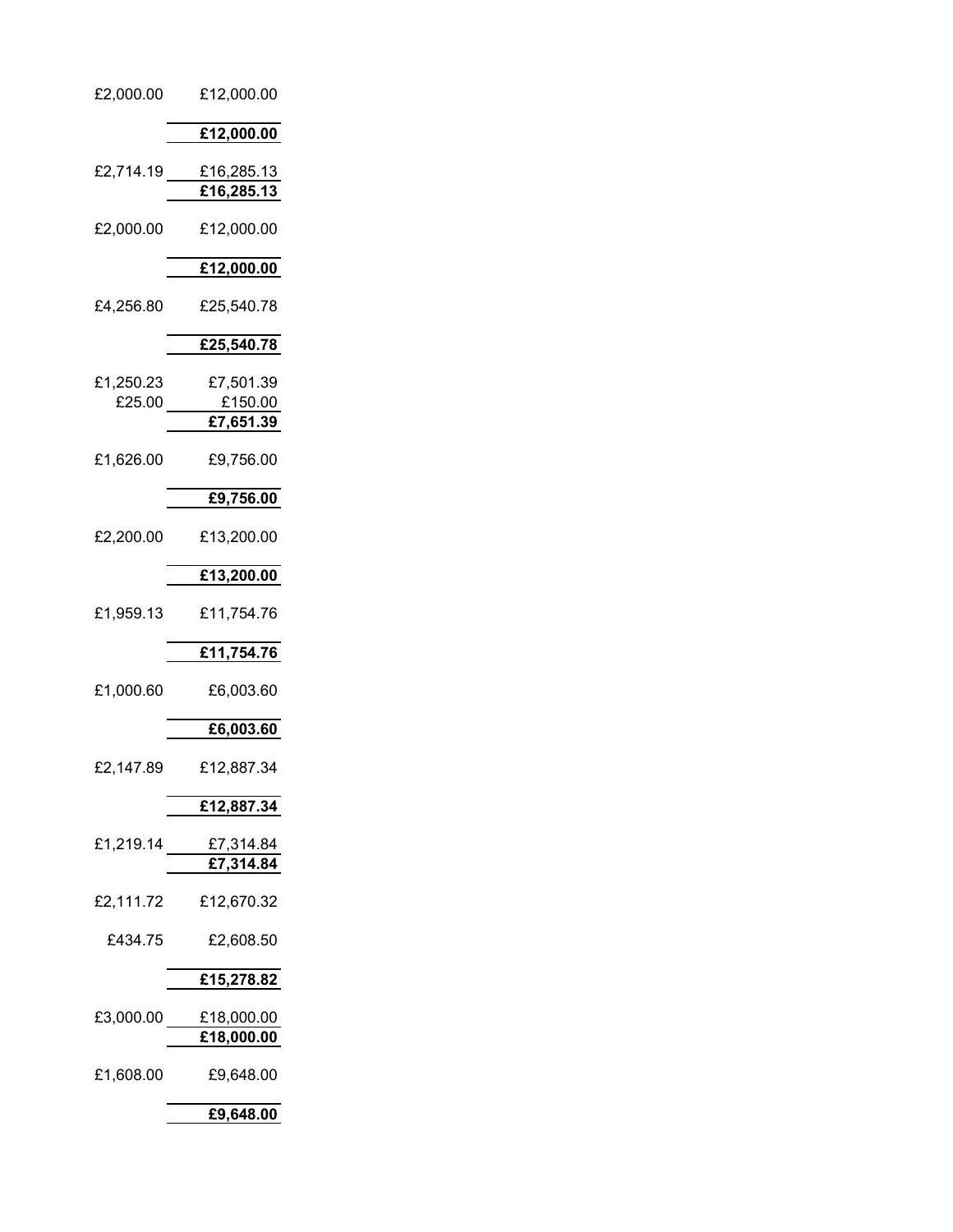| | |
|---|---|
| £2,000.00 | £12,000.00 |
| | **£12,000.00** |
| £2,714.19 | £16,285.13 |
| | **£16,285.13** |
| £2,000.00 | £12,000.00 |
| | **£12,000.00** |
| £4,256.80 | £25,540.78 |
| | **£25,540.78** |
| £1,250.23 | £7,501.39 |
| £25.00 | £150.00 |
| | **£7,651.39** |
| £1,626.00 | £9,756.00 |
| | **£9,756.00** |
| £2,200.00 | £13,200.00 |
| | **£13,200.00** |
| £1,959.13 | £11,754.76 |
| | **£11,754.76** |
| £1,000.60 | £6,003.60 |
| | **£6,003.60** |
| £2,147.89 | £12,887.34 |
| | **£12,887.34** |
| £1,219.14 | £7,314.84 |
| | **£7,314.84** |
| £2,111.72 | £12,670.32 |
| £434.75 | £2,608.50 |
| | **£15,278.82** |
| £3,000.00 | £18,000.00 |
| | **£18,000.00** |
| £1,608.00 | £9,648.00 |
| | **£9,648.00** |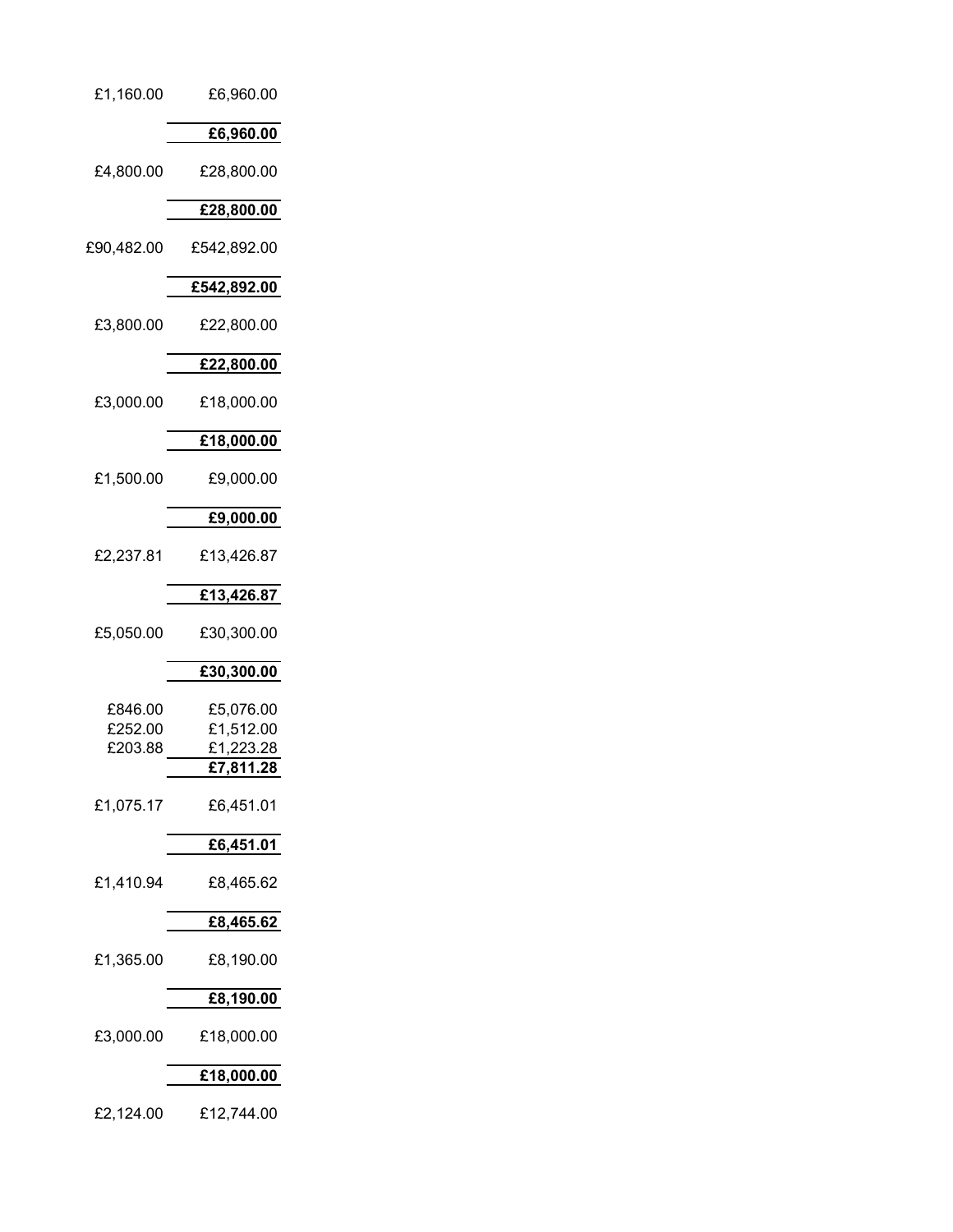| | |
|---|---|
| £1,160.00 | £6,960.00 |
| | **£6,960.00** |
| £4,800.00 | £28,800.00 |
| | **£28,800.00** |
| £90,482.00 | £542,892.00 |
| | **£542,892.00** |
| £3,800.00 | £22,800.00 |
| | **£22,800.00** |
| £3,000.00 | £18,000.00 |
| | **£18,000.00** |
| £1,500.00 | £9,000.00 |
| | **£9,000.00** |
| £2,237.81 | £13,426.87 |
| | **£13,426.87** |
| £5,050.00 | £30,300.00 |
| | **£30,300.00** |
| £846.00 | £5,076.00 |
| £252.00 | £1,512.00 |
| £203.88 | £1,223.28 |
| | **£7,811.28** |
| £1,075.17 | £6,451.01 |
| | **£6,451.01** |
| £1,410.94 | £8,465.62 |
| | **£8,465.62** |
| £1,365.00 | £8,190.00 |
| | **£8,190.00** |
| £3,000.00 | £18,000.00 |
| | **£18,000.00** |
| £2,124.00 | £12,744.00 |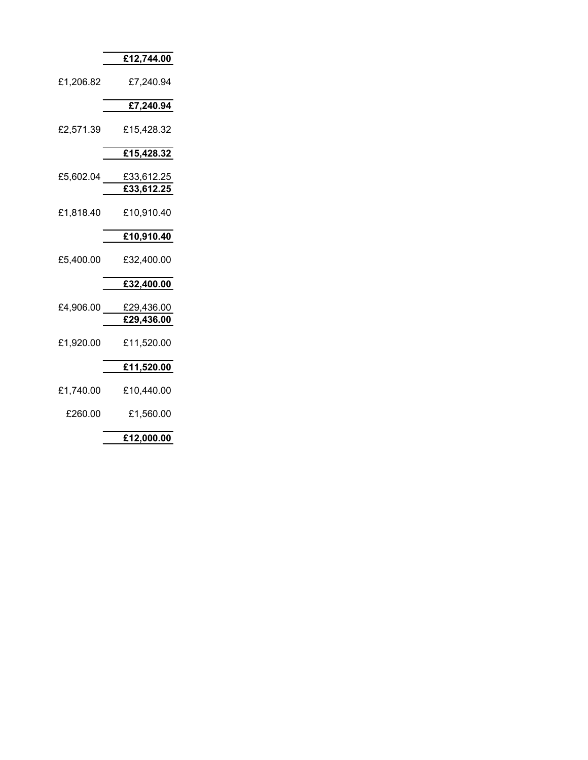|  |  |
|---|---|
|  | **£12,744.00** |
| £1,206.82 | £7,240.94 |
|  | **£7,240.94** |
| £2,571.39 | £15,428.32 |
|  | **£15,428.32** |
| £5,602.04 | £33,612.25 |
|  | **£33,612.25** |
| £1,818.40 | £10,910.40 |
|  | **£10,910.40** |
| £5,400.00 | £32,400.00 |
|  | **£32,400.00** |
| £4,906.00 | £29,436.00 |
|  | **£29,436.00** |
| £1,920.00 | £11,520.00 |
|  | **£11,520.00** |
| £1,740.00 | £10,440.00 |
| £260.00 | £1,560.00 |
|  | **£12,000.00** |